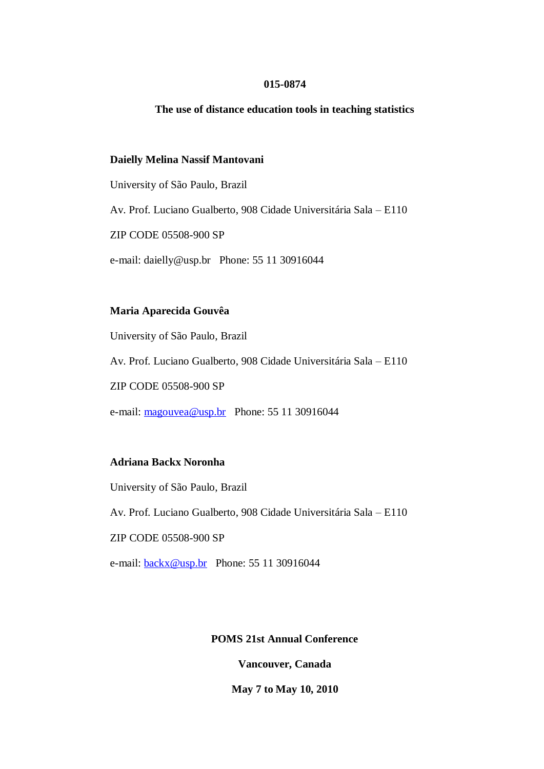**015-0874**

# The use of distance education tools in teaching statistics

**Daielly Melina Nassif Mantovani**

University of São Paulo, Brazil

Av. Prof. Luciano Gualberto, 908 Cidade Universitária Sala – E110

ZIP CODE 05508-900 SP

e-mail: daielly@usp.br Phone: 55 11 30916044

**Maria Aparecida Gouvêa**

University of São Paulo, Brazil

Av. Prof. Luciano Gualberto, 908 Cidade Universitária Sala – E110

ZIP CODE 05508-900 SP

e-mail: magouvea@usp.br Phone: 55 11 30916044

**Adriana Backx Noronha**

University of São Paulo, Brazil

Av. Prof. Luciano Gualberto, 908 Cidade Universitária Sala – E110

ZIP CODE 05508-900 SP

e-mail: backx@usp.br Phone: 55 11 30916044

**POMS 21st Annual Conference**

**Vancouver, Canada**

**May 7 to May 10, 2010**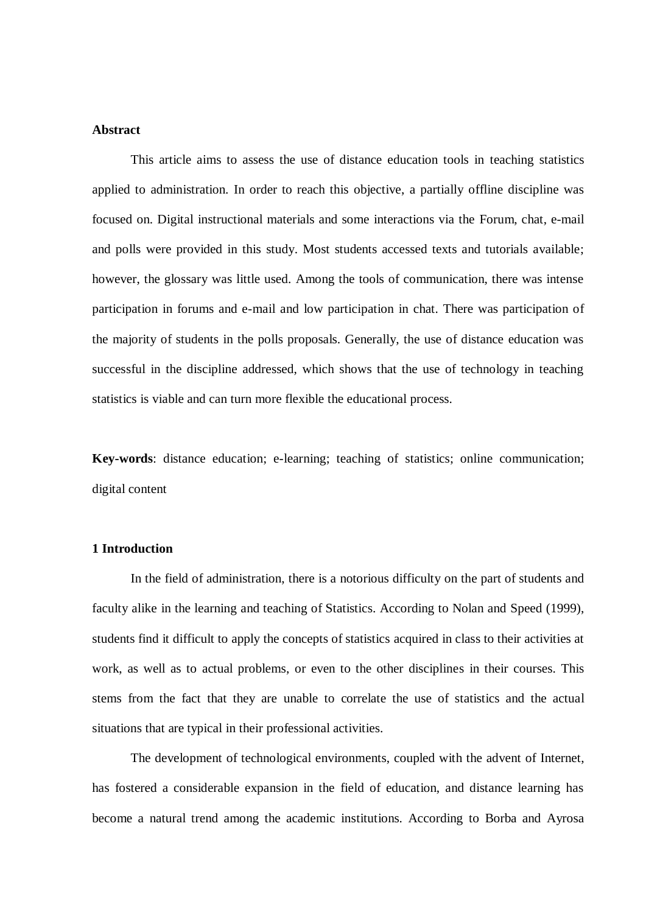**Abstract**

This article aims to assess the use of distance education tools in teaching statistics applied to administration. In order to reach this objective, a partially offline discipline was focused on. Digital instructional materials and some interactions via the Forum, chat, e-mail and polls were provided in this study. Most students accessed texts and tutorials available; however, the glossary was little used. Among the tools of communication, there was intense participation in forums and e-mail and low participation in chat. There was participation of the majority of students in the polls proposals. Generally, the use of distance education was successful in the discipline addressed, which shows that the use of technology in teaching statistics is viable and can turn more flexible the educational process.

**Key-words**: distance education; e-learning; teaching of statistics; online communication; digital content

## 1 Introduction

In the field of administration, there is a notorious difficulty on the part of students and faculty alike in the learning and teaching of Statistics. According to Nolan and Speed (1999), students find it difficult to apply the concepts of statistics acquired in class to their activities at work, as well as to actual problems, or even to the other disciplines in their courses. This stems from the fact that they are unable to correlate the use of statistics and the actual situations that are typical in their professional activities.

The development of technological environments, coupled with the advent of Internet, has fostered a considerable expansion in the field of education, and distance learning has become a natural trend among the academic institutions. According to Borba and Ayrosa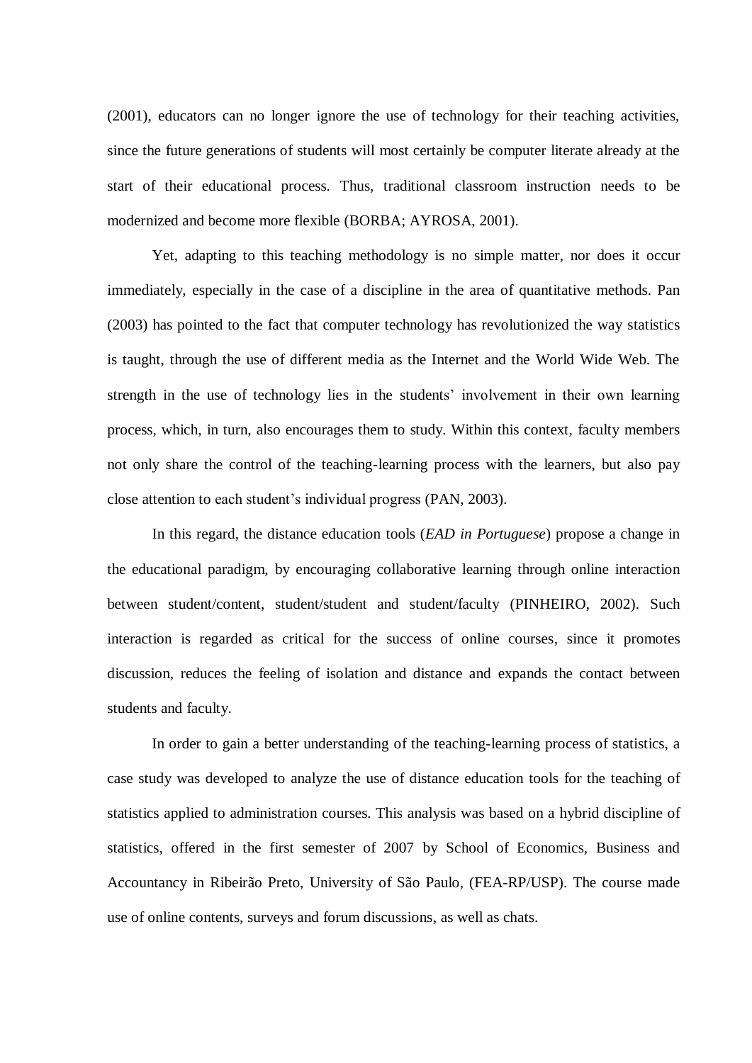(2001), educators can no longer ignore the use of technology for their teaching activities, since the future generations of students will most certainly be computer literate already at the start of their educational process. Thus, traditional classroom instruction needs to be modernized and become more flexible (BORBA; AYROSA, 2001).

Yet, adapting to this teaching methodology is no simple matter, nor does it occur immediately, especially in the case of a discipline in the area of quantitative methods. Pan (2003) has pointed to the fact that computer technology has revolutionized the way statistics is taught, through the use of different media as the Internet and the World Wide Web. The strength in the use of technology lies in the students' involvement in their own learning process, which, in turn, also encourages them to study. Within this context, faculty members not only share the control of the teaching-learning process with the learners, but also pay close attention to each student's individual progress (PAN, 2003).

In this regard, the distance education tools (*EAD in Portuguese*) propose a change in the educational paradigm, by encouraging collaborative learning through online interaction between student/content, student/student and student/faculty (PINHEIRO, 2002). Such interaction is regarded as critical for the success of online courses, since it promotes discussion, reduces the feeling of isolation and distance and expands the contact between students and faculty.

In order to gain a better understanding of the teaching-learning process of statistics, a case study was developed to analyze the use of distance education tools for the teaching of statistics applied to administration courses. This analysis was based on a hybrid discipline of statistics, offered in the first semester of 2007 by School of Economics, Business and Accountancy in Ribeirão Preto, University of São Paulo, (FEA-RP/USP). The course made use of online contents, surveys and forum discussions, as well as chats.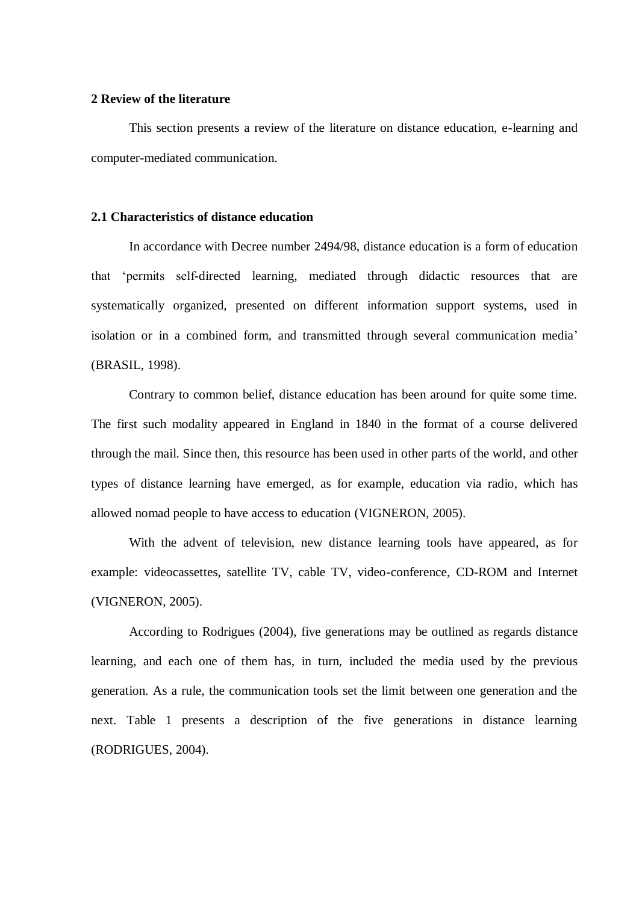## 2 Review of the literature

This section presents a review of the literature on distance education, e-learning and computer-mediated communication.

### 2.1 Characteristics of distance education

In accordance with Decree number 2494/98, distance education is a form of education that 'permits self-directed learning, mediated through didactic resources that are systematically organized, presented on different information support systems, used in isolation or in a combined form, and transmitted through several communication media' (BRASIL, 1998).

Contrary to common belief, distance education has been around for quite some time. The first such modality appeared in England in 1840 in the format of a course delivered through the mail. Since then, this resource has been used in other parts of the world, and other types of distance learning have emerged, as for example, education via radio, which has allowed nomad people to have access to education (VIGNERON, 2005).

With the advent of television, new distance learning tools have appeared, as for example: videocassettes, satellite TV, cable TV, video-conference, CD-ROM and Internet (VIGNERON, 2005).

According to Rodrigues (2004), five generations may be outlined as regards distance learning, and each one of them has, in turn, included the media used by the previous generation. As a rule, the communication tools set the limit between one generation and the next. Table 1 presents a description of the five generations in distance learning (RODRIGUES, 2004).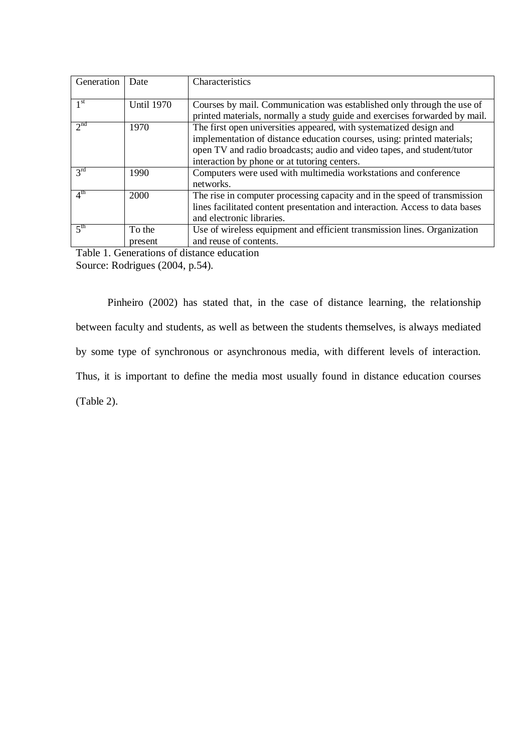| Generation | Date | Characteristics |
| --- | --- | --- |
| 1st | Until 1970 | Courses by mail. Communication was established only through the use of printed materials, normally a study guide and exercises forwarded by mail. |
| 2nd | 1970 | The first open universities appeared, with systematized design and implementation of distance education courses, using: printed materials; open TV and radio broadcasts; audio and video tapes, and student/tutor interaction by phone or at tutoring centers. |
| 3rd | 1990 | Computers were used with multimedia workstations and conference networks. |
| 4th | 2000 | The rise in computer processing capacity and in the speed of transmission lines facilitated content presentation and interaction. Access to data bases and electronic libraries. |
| 5th | To the present | Use of wireless equipment and efficient transmission lines. Organization and reuse of contents. |

Table 1. Generations of distance education
Source: Rodrigues (2004, p.54).

Pinheiro (2002) has stated that, in the case of distance learning, the relationship between faculty and students, as well as between the students themselves, is always mediated by some type of synchronous or asynchronous media, with different levels of interaction. Thus, it is important to define the media most usually found in distance education courses (Table 2).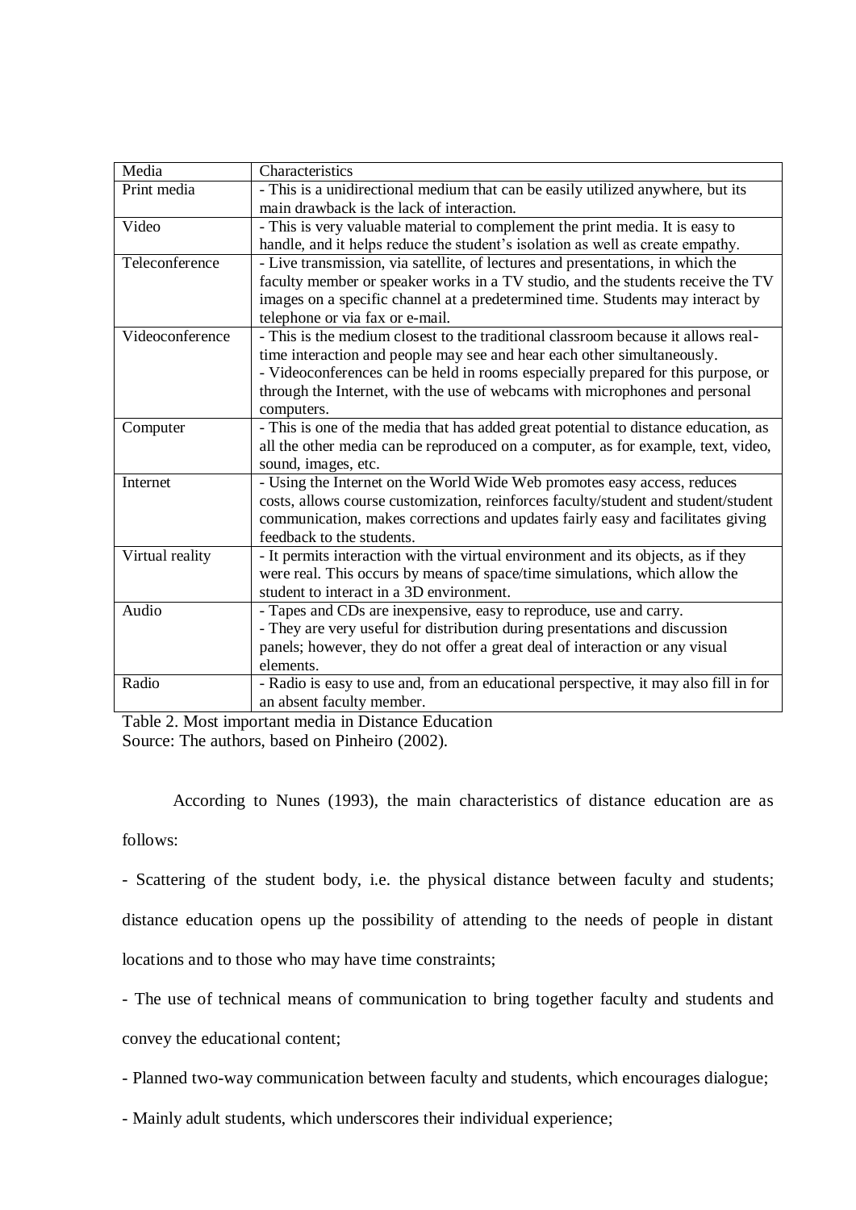| Media | Characteristics |
|---|---|
| Print media | - This is a unidirectional medium that can be easily utilized anywhere, but its main drawback is the lack of interaction. |
| Video | - This is very valuable material to complement the print media. It is easy to handle, and it helps reduce the student's isolation as well as create empathy. |
| Teleconference | - Live transmission, via satellite, of lectures and presentations, in which the faculty member or speaker works in a TV studio, and the students receive the TV images on a specific channel at a predetermined time. Students may interact by telephone or via fax or e-mail. |
| Videoconference | - This is the medium closest to the traditional classroom because it allows real-time interaction and people may see and hear each other simultaneously.<br>- Videoconferences can be held in rooms especially prepared for this purpose, or through the Internet, with the use of webcams with microphones and personal computers. |
| Computer | - This is one of the media that has added great potential to distance education, as all the other media can be reproduced on a computer, as for example, text, video, sound, images, etc. |
| Internet | - Using the Internet on the World Wide Web promotes easy access, reduces costs, allows course customization, reinforces faculty/student and student/student communication, makes corrections and updates fairly easy and facilitates giving feedback to the students. |
| Virtual reality | - It permits interaction with the virtual environment and its objects, as if they were real. This occurs by means of space/time simulations, which allow the student to interact in a 3D environment. |
| Audio | - Tapes and CDs are inexpensive, easy to reproduce, use and carry.<br>- They are very useful for distribution during presentations and discussion panels; however, they do not offer a great deal of interaction or any visual elements. |
| Radio | - Radio is easy to use and, from an educational perspective, it may also fill in for an absent faculty member. |

Table 2. Most important media in Distance Education
Source: The authors, based on Pinheiro (2002).

According to Nunes (1993), the main characteristics of distance education are as follows:

- Scattering of the student body, i.e. the physical distance between faculty and students; distance education opens up the possibility of attending to the needs of people in distant locations and to those who may have time constraints;

- The use of technical means of communication to bring together faculty and students and convey the educational content;

- Planned two-way communication between faculty and students, which encourages dialogue;

- Mainly adult students, which underscores their individual experience;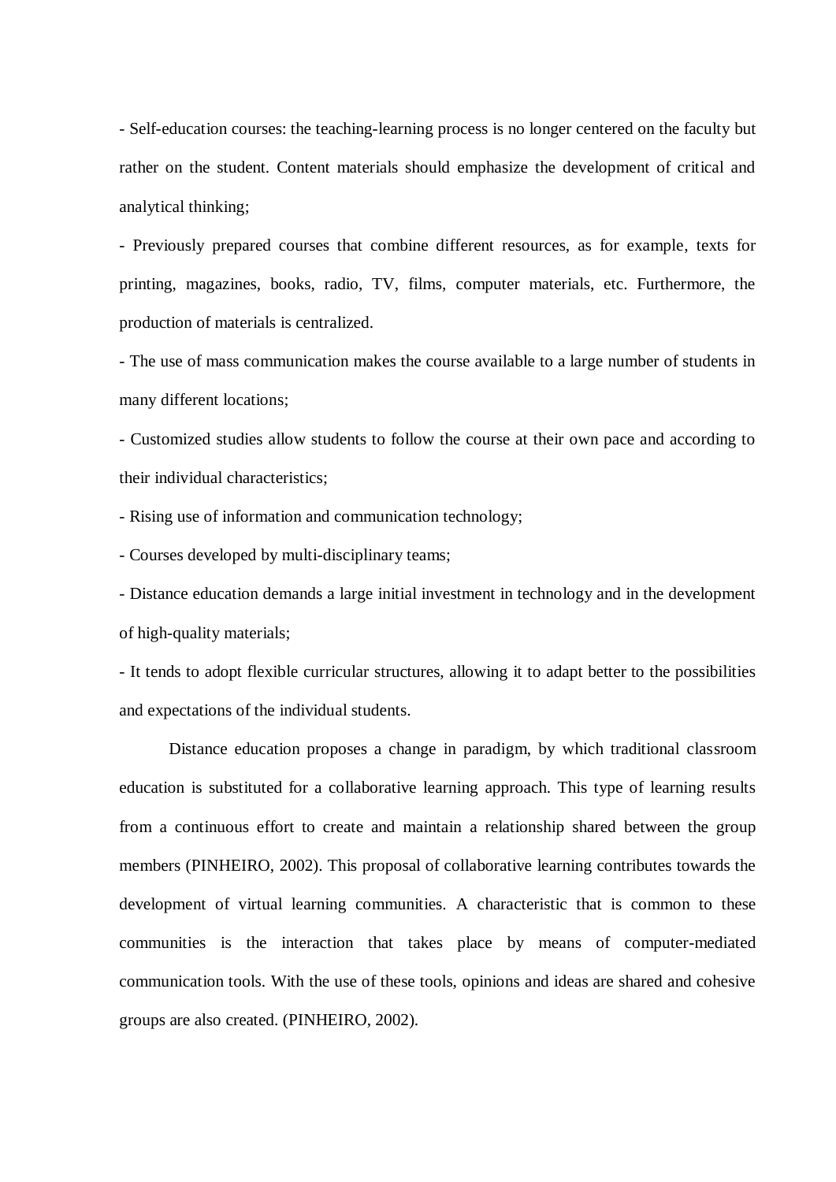- Self-education courses: the teaching-learning process is no longer centered on the faculty but rather on the student. Content materials should emphasize the development of critical and analytical thinking;

- Previously prepared courses that combine different resources, as for example, texts for printing, magazines, books, radio, TV, films, computer materials, etc. Furthermore, the production of materials is centralized.

- The use of mass communication makes the course available to a large number of students in many different locations;

- Customized studies allow students to follow the course at their own pace and according to their individual characteristics;

- Rising use of information and communication technology;

- Courses developed by multi-disciplinary teams;

- Distance education demands a large initial investment in technology and in the development of high-quality materials;

- It tends to adopt flexible curricular structures, allowing it to adapt better to the possibilities and expectations of the individual students.

Distance education proposes a change in paradigm, by which traditional classroom education is substituted for a collaborative learning approach. This type of learning results from a continuous effort to create and maintain a relationship shared between the group members (PINHEIRO, 2002). This proposal of collaborative learning contributes towards the development of virtual learning communities. A characteristic that is common to these communities is the interaction that takes place by means of computer-mediated communication tools. With the use of these tools, opinions and ideas are shared and cohesive groups are also created. (PINHEIRO, 2002).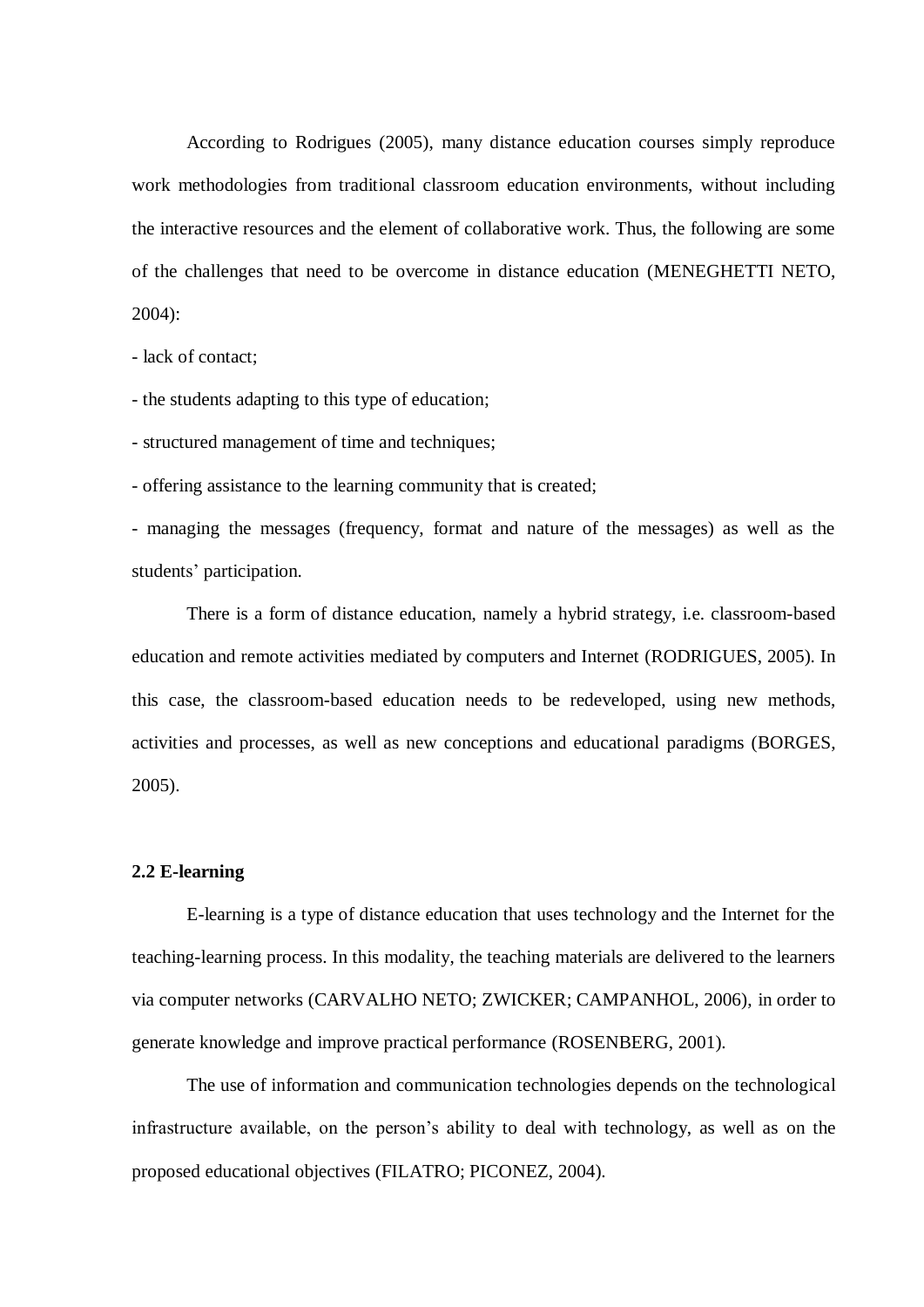According to Rodrigues (2005), many distance education courses simply reproduce work methodologies from traditional classroom education environments, without including the interactive resources and the element of collaborative work. Thus, the following are some of the challenges that need to be overcome in distance education (MENEGHETTI NETO, 2004):

- lack of contact;
- the students adapting to this type of education;
- structured management of time and techniques;
- offering assistance to the learning community that is created;
- managing the messages (frequency, format and nature of the messages) as well as the students' participation.

There is a form of distance education, namely a hybrid strategy, i.e. classroom-based education and remote activities mediated by computers and Internet (RODRIGUES, 2005). In this case, the classroom-based education needs to be redeveloped, using new methods, activities and processes, as well as new conceptions and educational paradigms (BORGES, 2005).

### 2.2 E-learning

E-learning is a type of distance education that uses technology and the Internet for the teaching-learning process. In this modality, the teaching materials are delivered to the learners via computer networks (CARVALHO NETO; ZWICKER; CAMPANHOL, 2006), in order to generate knowledge and improve practical performance (ROSENBERG, 2001).

The use of information and communication technologies depends on the technological infrastructure available, on the person's ability to deal with technology, as well as on the proposed educational objectives (FILATRO; PICONEZ, 2004).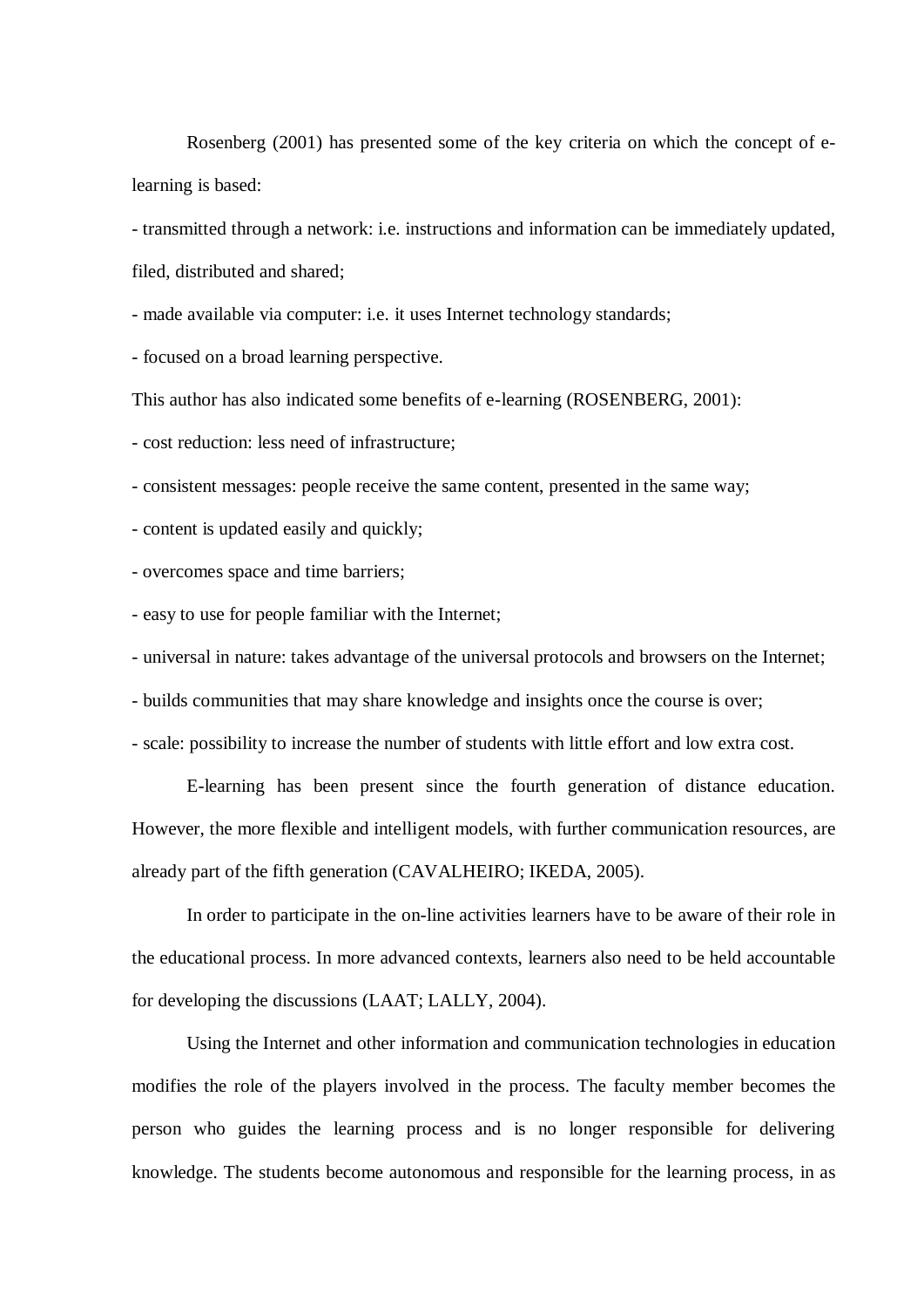Rosenberg (2001) has presented some of the key criteria on which the concept of e-learning is based:

- transmitted through a network: i.e. instructions and information can be immediately updated, filed, distributed and shared;
- made available via computer: i.e. it uses Internet technology standards;
- focused on a broad learning perspective.

This author has also indicated some benefits of e-learning (ROSENBERG, 2001):

- cost reduction: less need of infrastructure;
- consistent messages: people receive the same content, presented in the same way;
- content is updated easily and quickly;
- overcomes space and time barriers;
- easy to use for people familiar with the Internet;
- universal in nature: takes advantage of the universal protocols and browsers on the Internet;
- builds communities that may share knowledge and insights once the course is over;
- scale: possibility to increase the number of students with little effort and low extra cost.

E-learning has been present since the fourth generation of distance education. However, the more flexible and intelligent models, with further communication resources, are already part of the fifth generation (CAVALHEIRO; IKEDA, 2005).

In order to participate in the on-line activities learners have to be aware of their role in the educational process. In more advanced contexts, learners also need to be held accountable for developing the discussions (LAAT; LALLY, 2004).

Using the Internet and other information and communication technologies in education modifies the role of the players involved in the process. The faculty member becomes the person who guides the learning process and is no longer responsible for delivering knowledge. The students become autonomous and responsible for the learning process, in as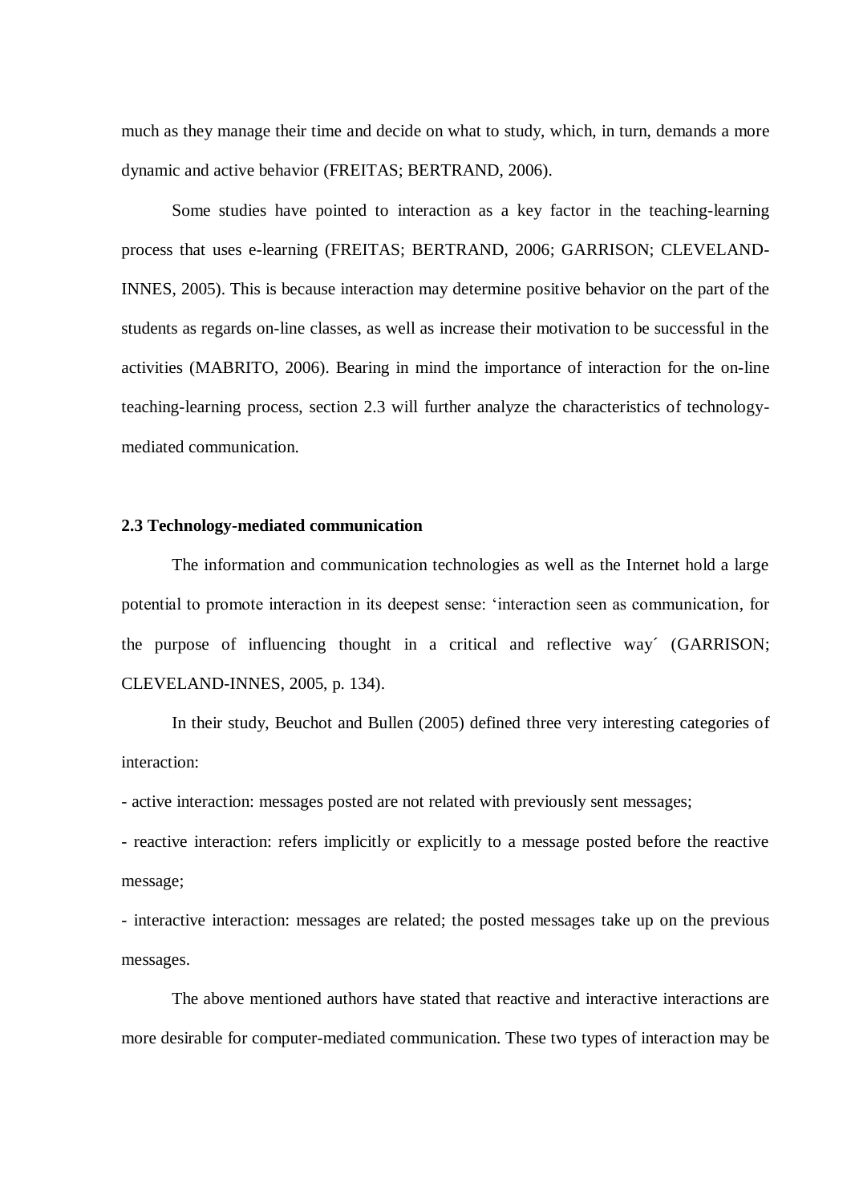much as they manage their time and decide on what to study, which, in turn, demands a more dynamic and active behavior (FREITAS; BERTRAND, 2006).

Some studies have pointed to interaction as a key factor in the teaching-learning process that uses e-learning (FREITAS; BERTRAND, 2006; GARRISON; CLEVELAND-INNES, 2005). This is because interaction may determine positive behavior on the part of the students as regards on-line classes, as well as increase their motivation to be successful in the activities (MABRITO, 2006). Bearing in mind the importance of interaction for the on-line teaching-learning process, section 2.3 will further analyze the characteristics of technology-mediated communication.

### 2.3 Technology-mediated communication

The information and communication technologies as well as the Internet hold a large potential to promote interaction in its deepest sense: 'interaction seen as communication, for the purpose of influencing thought in a critical and reflective way´ (GARRISON; CLEVELAND-INNES, 2005, p. 134).

In their study, Beuchot and Bullen (2005) defined three very interesting categories of interaction:

- active interaction: messages posted are not related with previously sent messages;
- reactive interaction: refers implicitly or explicitly to a message posted before the reactive message;
- interactive interaction: messages are related; the posted messages take up on the previous messages.

The above mentioned authors have stated that reactive and interactive interactions are more desirable for computer-mediated communication. These two types of interaction may be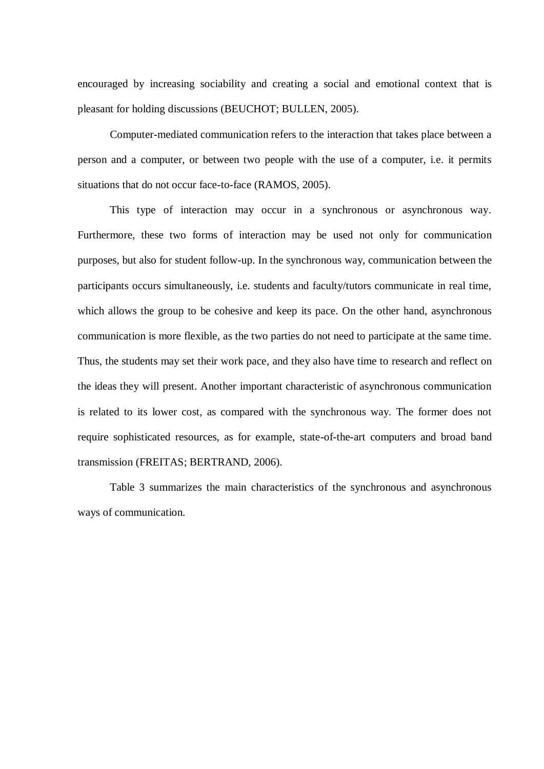encouraged by increasing sociability and creating a social and emotional context that is pleasant for holding discussions (BEUCHOT; BULLEN, 2005).

Computer-mediated communication refers to the interaction that takes place between a person and a computer, or between two people with the use of a computer, i.e. it permits situations that do not occur face-to-face (RAMOS, 2005).

This type of interaction may occur in a synchronous or asynchronous way. Furthermore, these two forms of interaction may be used not only for communication purposes, but also for student follow-up. In the synchronous way, communication between the participants occurs simultaneously, i.e. students and faculty/tutors communicate in real time, which allows the group to be cohesive and keep its pace. On the other hand, asynchronous communication is more flexible, as the two parties do not need to participate at the same time. Thus, the students may set their work pace, and they also have time to research and reflect on the ideas they will present. Another important characteristic of asynchronous communication is related to its lower cost, as compared with the synchronous way. The former does not require sophisticated resources, as for example, state-of-the-art computers and broad band transmission (FREITAS; BERTRAND, 2006).

Table 3 summarizes the main characteristics of the synchronous and asynchronous ways of communication.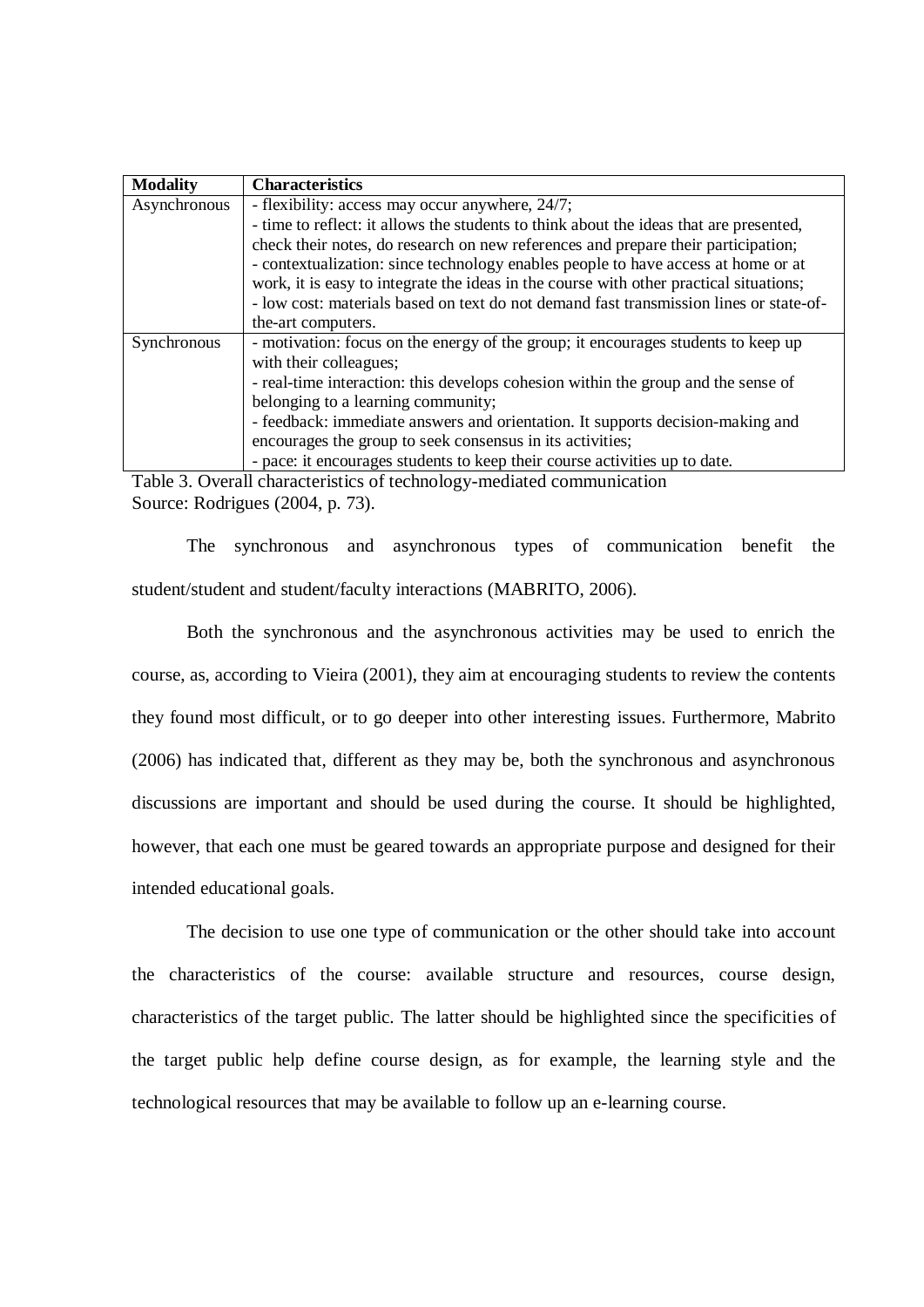| Modality | Characteristics |
| --- | --- |
| Asynchronous | - flexibility: access may occur anywhere, 24/7;<br>- time to reflect: it allows the students to think about the ideas that are presented, check their notes, do research on new references and prepare their participation;<br>- contextualization: since technology enables people to have access at home or at work, it is easy to integrate the ideas in the course with other practical situations;<br>- low cost: materials based on text do not demand fast transmission lines or state-of-the-art computers. |
| Synchronous | - motivation: focus on the energy of the group; it encourages students to keep up with their colleagues;<br>- real-time interaction: this develops cohesion within the group and the sense of belonging to a learning community;<br>- feedback: immediate answers and orientation. It supports decision-making and encourages the group to seek consensus in its activities;<br>- pace: it encourages students to keep their course activities up to date. |

Table 3. Overall characteristics of technology-mediated communication
Source: Rodrigues (2004, p. 73).

The synchronous and asynchronous types of communication benefit the student/student and student/faculty interactions (MABRITO, 2006).

Both the synchronous and the asynchronous activities may be used to enrich the course, as, according to Vieira (2001), they aim at encouraging students to review the contents they found most difficult, or to go deeper into other interesting issues. Furthermore, Mabrito (2006) has indicated that, different as they may be, both the synchronous and asynchronous discussions are important and should be used during the course. It should be highlighted, however, that each one must be geared towards an appropriate purpose and designed for their intended educational goals.

The decision to use one type of communication or the other should take into account the characteristics of the course: available structure and resources, course design, characteristics of the target public. The latter should be highlighted since the specificities of the target public help define course design, as for example, the learning style and the technological resources that may be available to follow up an e-learning course.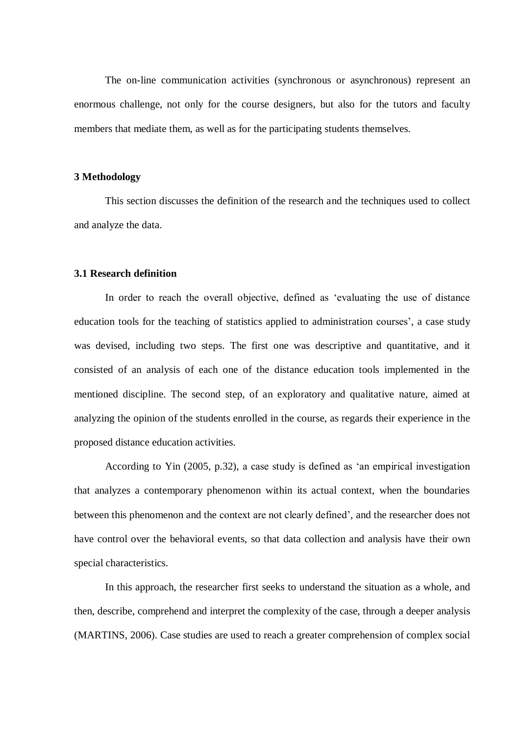The on-line communication activities (synchronous or asynchronous) represent an enormous challenge, not only for the course designers, but also for the tutors and faculty members that mediate them, as well as for the participating students themselves.

## 3 Methodology

This section discusses the definition of the research and the techniques used to collect and analyze the data.

### 3.1 Research definition

In order to reach the overall objective, defined as 'evaluating the use of distance education tools for the teaching of statistics applied to administration courses', a case study was devised, including two steps. The first one was descriptive and quantitative, and it consisted of an analysis of each one of the distance education tools implemented in the mentioned discipline. The second step, of an exploratory and qualitative nature, aimed at analyzing the opinion of the students enrolled in the course, as regards their experience in the proposed distance education activities.

According to Yin (2005, p.32), a case study is defined as 'an empirical investigation that analyzes a contemporary phenomenon within its actual context, when the boundaries between this phenomenon and the context are not clearly defined', and the researcher does not have control over the behavioral events, so that data collection and analysis have their own special characteristics.

In this approach, the researcher first seeks to understand the situation as a whole, and then, describe, comprehend and interpret the complexity of the case, through a deeper analysis (MARTINS, 2006). Case studies are used to reach a greater comprehension of complex social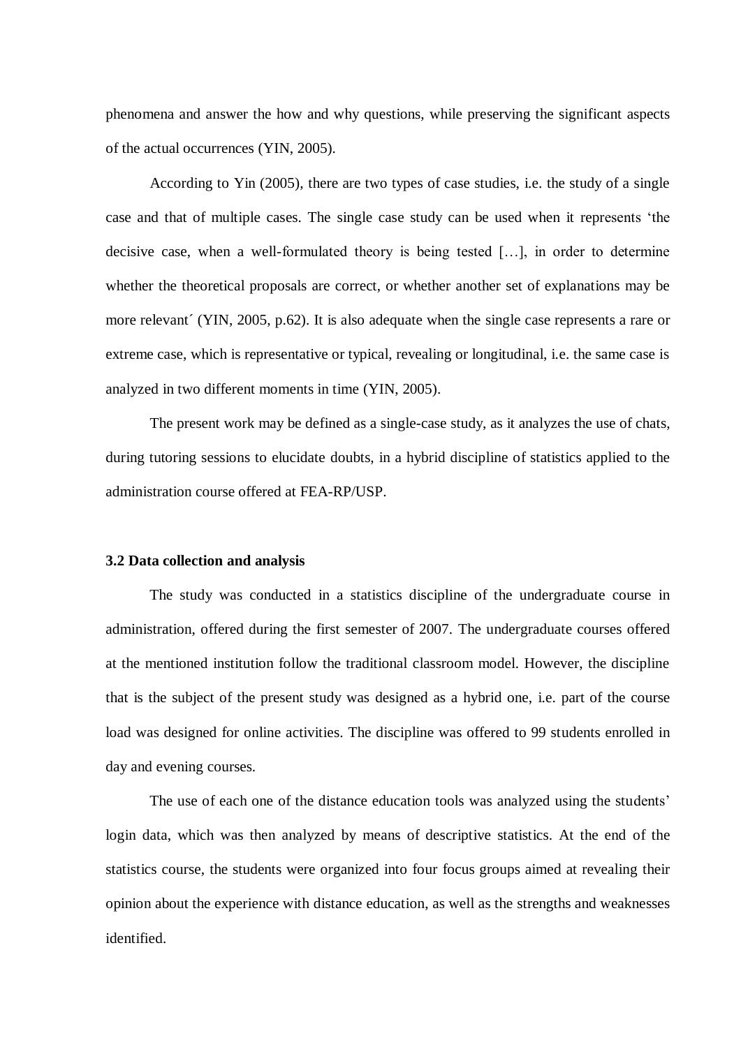phenomena and answer the how and why questions, while preserving the significant aspects of the actual occurrences (YIN, 2005).

According to Yin (2005), there are two types of case studies, i.e. the study of a single case and that of multiple cases. The single case study can be used when it represents ‘the decisive case, when a well-formulated theory is being tested […], in order to determine whether the theoretical proposals are correct, or whether another set of explanations may be more relevant´ (YIN, 2005, p.62). It is also adequate when the single case represents a rare or extreme case, which is representative or typical, revealing or longitudinal, i.e. the same case is analyzed in two different moments in time (YIN, 2005).

The present work may be defined as a single-case study, as it analyzes the use of chats, during tutoring sessions to elucidate doubts, in a hybrid discipline of statistics applied to the administration course offered at FEA-RP/USP.

### 3.2 Data collection and analysis

The study was conducted in a statistics discipline of the undergraduate course in administration, offered during the first semester of 2007. The undergraduate courses offered at the mentioned institution follow the traditional classroom model. However, the discipline that is the subject of the present study was designed as a hybrid one, i.e. part of the course load was designed for online activities. The discipline was offered to 99 students enrolled in day and evening courses.

The use of each one of the distance education tools was analyzed using the students’ login data, which was then analyzed by means of descriptive statistics. At the end of the statistics course, the students were organized into four focus groups aimed at revealing their opinion about the experience with distance education, as well as the strengths and weaknesses identified.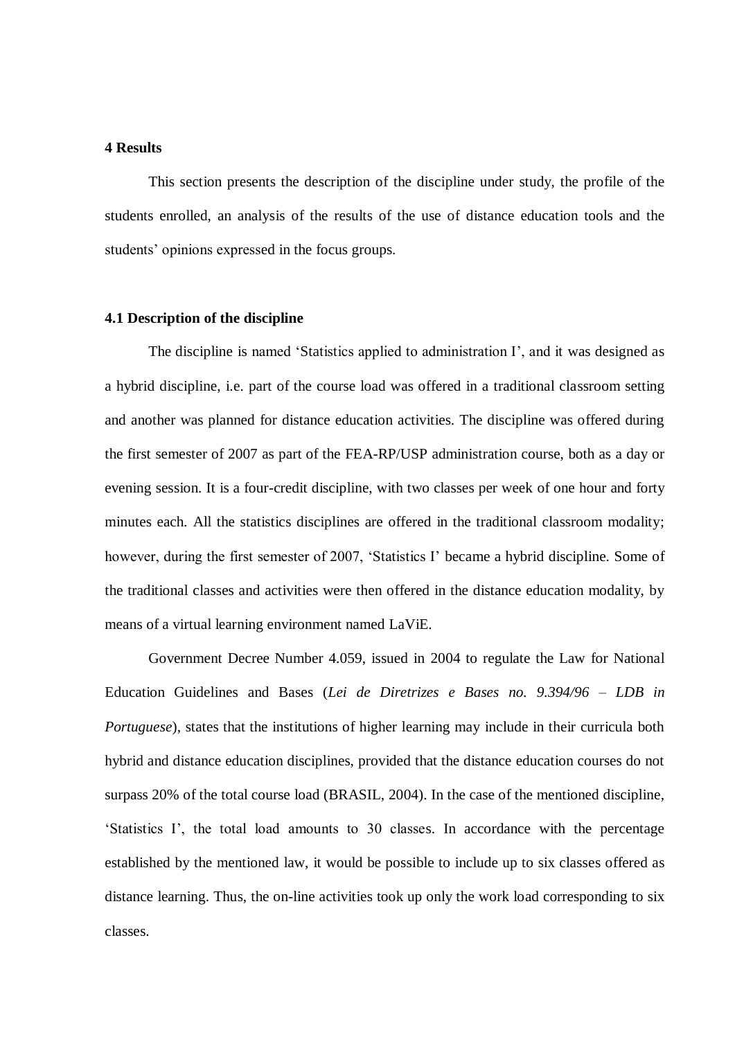## 4 Results

This section presents the description of the discipline under study, the profile of the students enrolled, an analysis of the results of the use of distance education tools and the students' opinions expressed in the focus groups.

### 4.1 Description of the discipline

The discipline is named 'Statistics applied to administration I', and it was designed as a hybrid discipline, i.e. part of the course load was offered in a traditional classroom setting and another was planned for distance education activities. The discipline was offered during the first semester of 2007 as part of the FEA-RP/USP administration course, both as a day or evening session. It is a four-credit discipline, with two classes per week of one hour and forty minutes each. All the statistics disciplines are offered in the traditional classroom modality; however, during the first semester of 2007, 'Statistics I' became a hybrid discipline. Some of the traditional classes and activities were then offered in the distance education modality, by means of a virtual learning environment named LaViE.

Government Decree Number 4.059, issued in 2004 to regulate the Law for National Education Guidelines and Bases (*Lei de Diretrizes e Bases no. 9.394/96 – LDB in Portuguese*), states that the institutions of higher learning may include in their curricula both hybrid and distance education disciplines, provided that the distance education courses do not surpass 20% of the total course load (BRASIL, 2004). In the case of the mentioned discipline, 'Statistics I', the total load amounts to 30 classes. In accordance with the percentage established by the mentioned law, it would be possible to include up to six classes offered as distance learning. Thus, the on-line activities took up only the work load corresponding to six classes.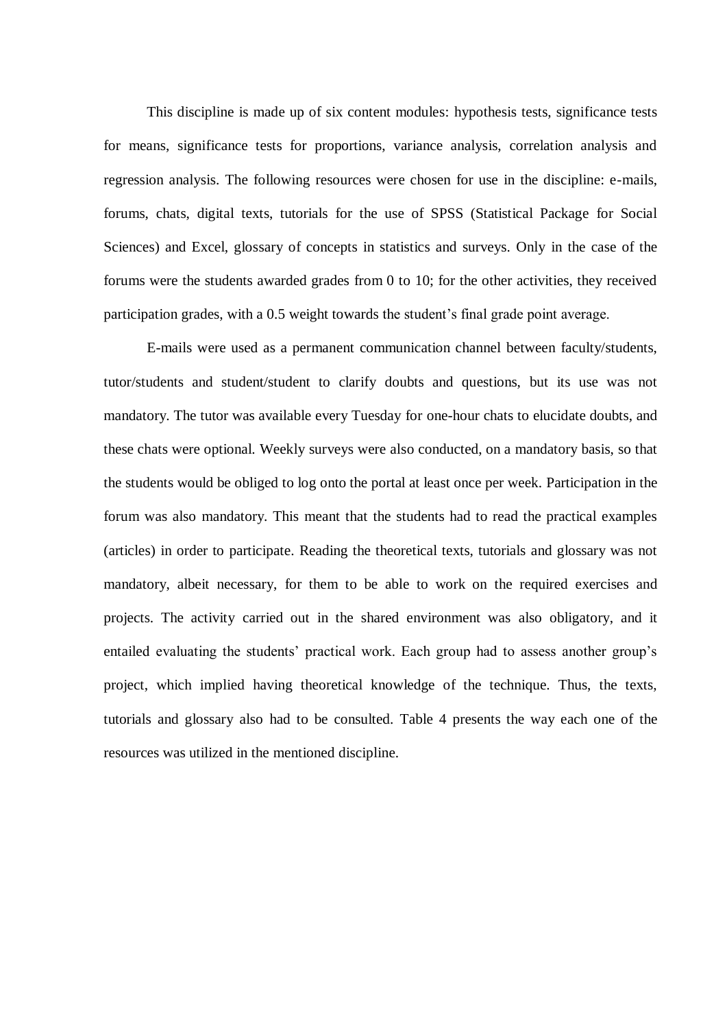This discipline is made up of six content modules: hypothesis tests, significance tests for means, significance tests for proportions, variance analysis, correlation analysis and regression analysis. The following resources were chosen for use in the discipline: e-mails, forums, chats, digital texts, tutorials for the use of SPSS (Statistical Package for Social Sciences) and Excel, glossary of concepts in statistics and surveys. Only in the case of the forums were the students awarded grades from 0 to 10; for the other activities, they received participation grades, with a 0.5 weight towards the student's final grade point average.

E-mails were used as a permanent communication channel between faculty/students, tutor/students and student/student to clarify doubts and questions, but its use was not mandatory. The tutor was available every Tuesday for one-hour chats to elucidate doubts, and these chats were optional. Weekly surveys were also conducted, on a mandatory basis, so that the students would be obliged to log onto the portal at least once per week. Participation in the forum was also mandatory. This meant that the students had to read the practical examples (articles) in order to participate. Reading the theoretical texts, tutorials and glossary was not mandatory, albeit necessary, for them to be able to work on the required exercises and projects. The activity carried out in the shared environment was also obligatory, and it entailed evaluating the students' practical work. Each group had to assess another group's project, which implied having theoretical knowledge of the technique. Thus, the texts, tutorials and glossary also had to be consulted. Table 4 presents the way each one of the resources was utilized in the mentioned discipline.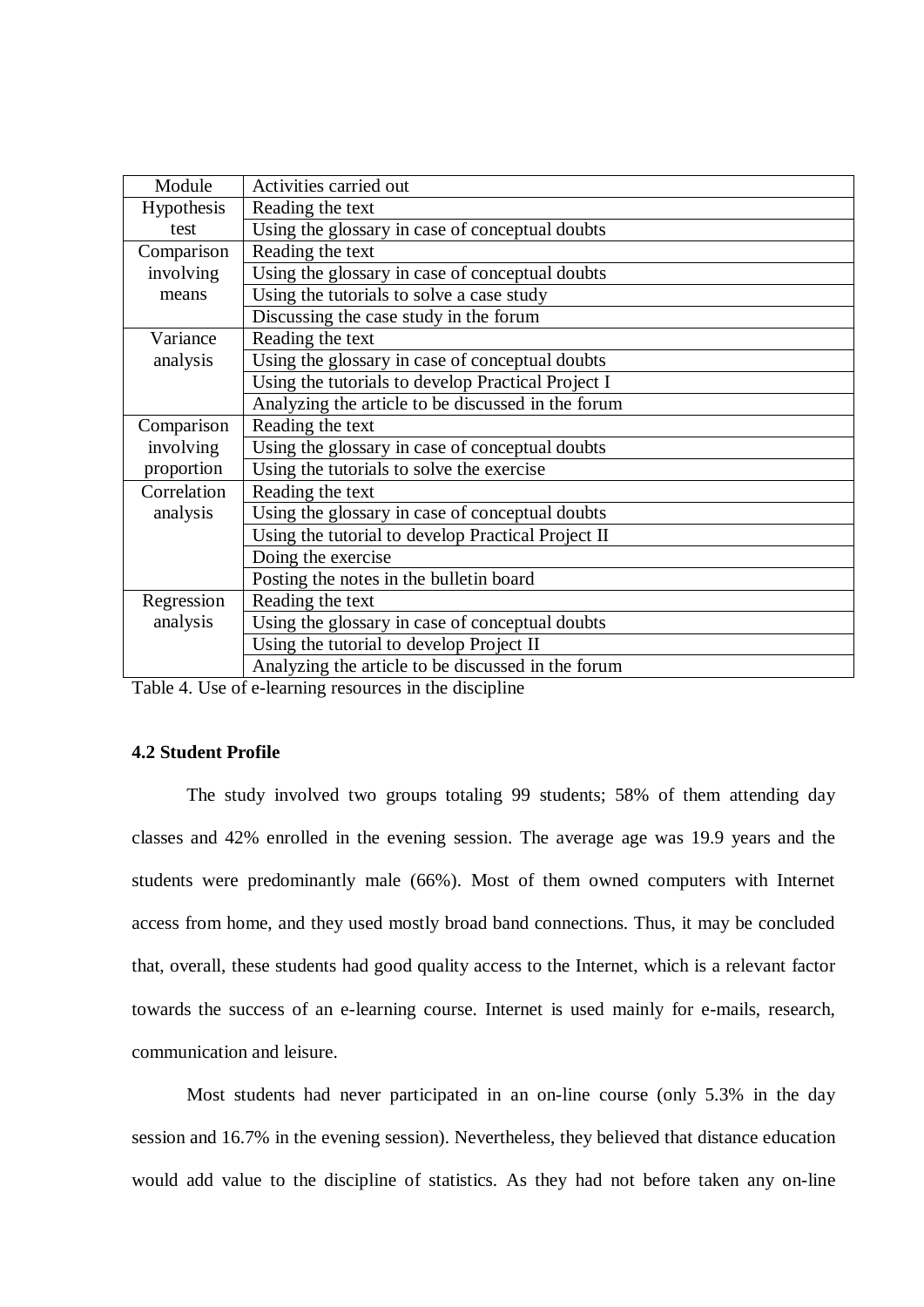| Module | Activities carried out |
|---|---|
| Hypothesis test | Reading the text |
| | Using the glossary in case of conceptual doubts |
| Comparison involving means | Reading the text |
| | Using the glossary in case of conceptual doubts |
| | Using the tutorials to solve a case study |
| | Discussing the case study in the forum |
| Variance analysis | Reading the text |
| | Using the glossary in case of conceptual doubts |
| | Using the tutorials to develop Practical Project I |
| | Analyzing the article to be discussed in the forum |
| Comparison involving proportion | Reading the text |
| | Using the glossary in case of conceptual doubts |
| | Using the tutorials to solve the exercise |
| Correlation analysis | Reading the text |
| | Using the glossary in case of conceptual doubts |
| | Using the tutorial to develop Practical Project II |
| | Doing the exercise |
| | Posting the notes in the bulletin board |
| Regression analysis | Reading the text |
| | Using the glossary in case of conceptual doubts |
| | Using the tutorial to develop Project II |
| | Analyzing the article to be discussed in the forum |

Table 4. Use of e-learning resources in the discipline

### 4.2 Student Profile

The study involved two groups totaling 99 students; 58% of them attending day classes and 42% enrolled in the evening session. The average age was 19.9 years and the students were predominantly male (66%). Most of them owned computers with Internet access from home, and they used mostly broad band connections. Thus, it may be concluded that, overall, these students had good quality access to the Internet, which is a relevant factor towards the success of an e-learning course. Internet is used mainly for e-mails, research, communication and leisure.

Most students had never participated in an on-line course (only 5.3% in the day session and 16.7% in the evening session). Nevertheless, they believed that distance education would add value to the discipline of statistics. As they had not before taken any on-line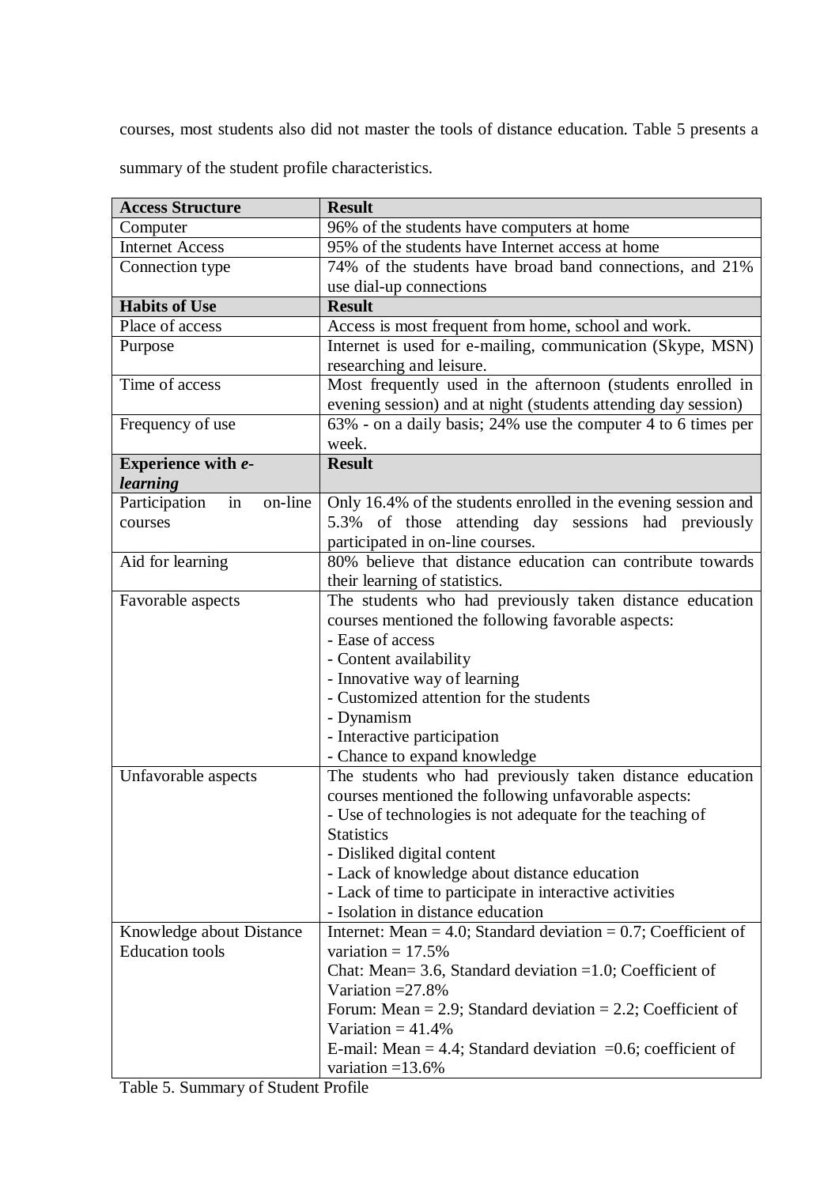courses, most students also did not master the tools of distance education. Table 5 presents a summary of the student profile characteristics.

| **Access Structure** | **Result** |
|---|---|
| Computer | 96% of the students have computers at home |
| Internet Access | 95% of the students have Internet access at home |
| Connection type | 74% of the students have broad band connections, and 21% use dial-up connections |
| **Habits of Use** | **Result** |
| Place of access | Access is most frequent from home, school and work. |
| Purpose | Internet is used for e-mailing, communication (Skype, MSN) researching and leisure. |
| Time of access | Most frequently used in the afternoon (students enrolled in evening session) and at night (students attending day session) |
| Frequency of use | 63% - on a daily basis; 24% use the computer 4 to 6 times per week. |
| **Experience with *e-learning*** | **Result** |
| Participation in on-line courses | Only 16.4% of the students enrolled in the evening session and 5.3% of those attending day sessions had previously participated in on-line courses. |
| Aid for learning | 80% believe that distance education can contribute towards their learning of statistics. |
| Favorable aspects | The students who had previously taken distance education courses mentioned the following favorable aspects:<br>- Ease of access<br>- Content availability<br>- Innovative way of learning<br>- Customized attention for the students<br>- Dynamism<br>- Interactive participation<br>- Chance to expand knowledge |
| Unfavorable aspects | The students who had previously taken distance education courses mentioned the following unfavorable aspects:<br>- Use of technologies is not adequate for the teaching of Statistics<br>- Disliked digital content<br>- Lack of knowledge about distance education<br>- Lack of time to participate in interactive activities<br>- Isolation in distance education |
| Knowledge about Distance Education tools | Internet: Mean = 4.0; Standard deviation = 0.7; Coefficient of variation = 17.5%<br>Chat: Mean= 3.6, Standard deviation =1.0; Coefficient of Variation =27.8%<br>Forum: Mean = 2.9; Standard deviation = 2.2; Coefficient of Variation = 41.4%<br>E-mail: Mean = 4.4; Standard deviation =0.6; coefficient of variation =13.6% |

Table 5. Summary of Student Profile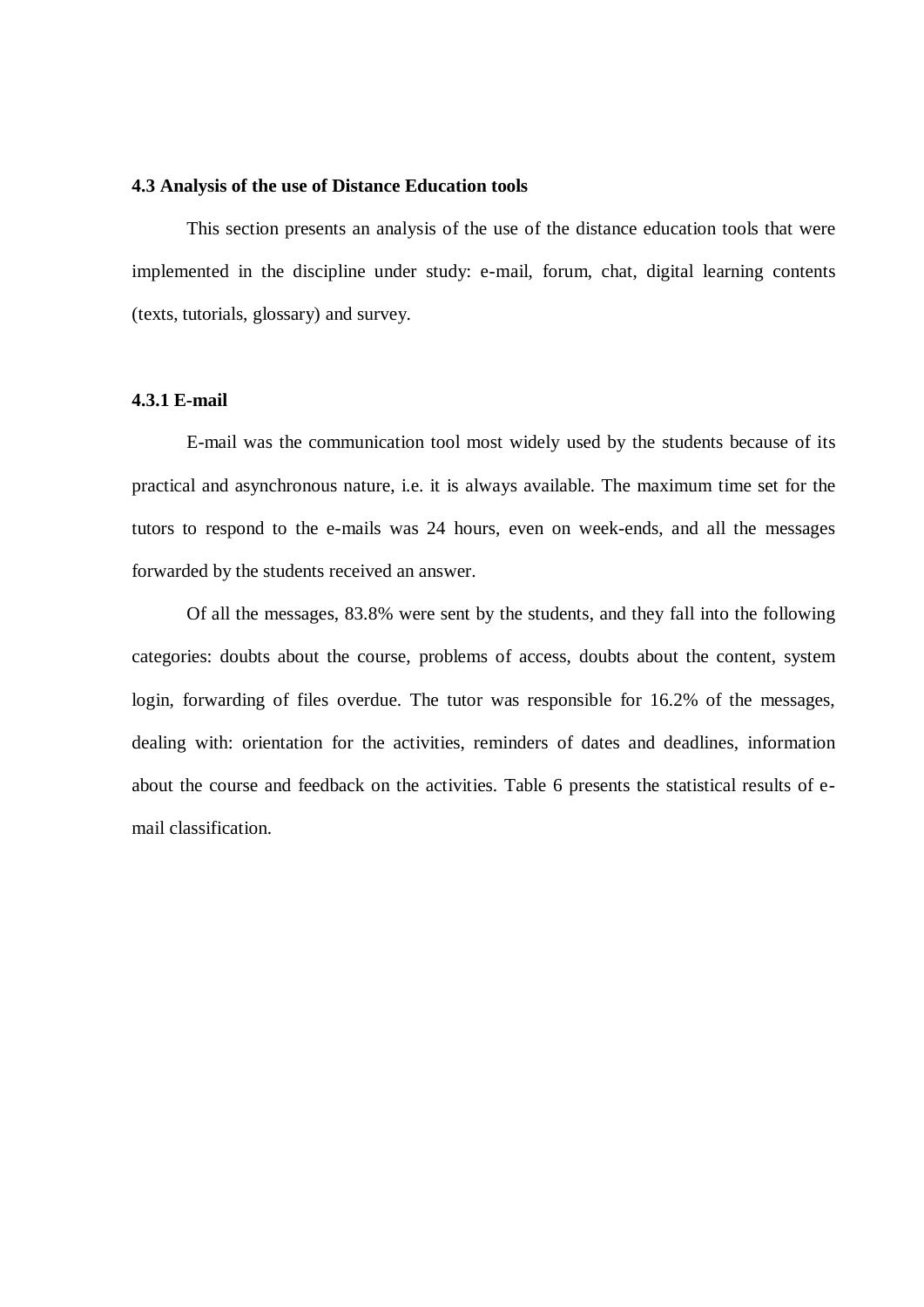### 4.3 Analysis of the use of Distance Education tools

This section presents an analysis of the use of the distance education tools that were implemented in the discipline under study: e-mail, forum, chat, digital learning contents (texts, tutorials, glossary) and survey.

#### 4.3.1 E-mail

E-mail was the communication tool most widely used by the students because of its practical and asynchronous nature, i.e. it is always available. The maximum time set for the tutors to respond to the e-mails was 24 hours, even on week-ends, and all the messages forwarded by the students received an answer.

Of all the messages, 83.8% were sent by the students, and they fall into the following categories: doubts about the course, problems of access, doubts about the content, system login, forwarding of files overdue. The tutor was responsible for 16.2% of the messages, dealing with: orientation for the activities, reminders of dates and deadlines, information about the course and feedback on the activities. Table 6 presents the statistical results of e-mail classification.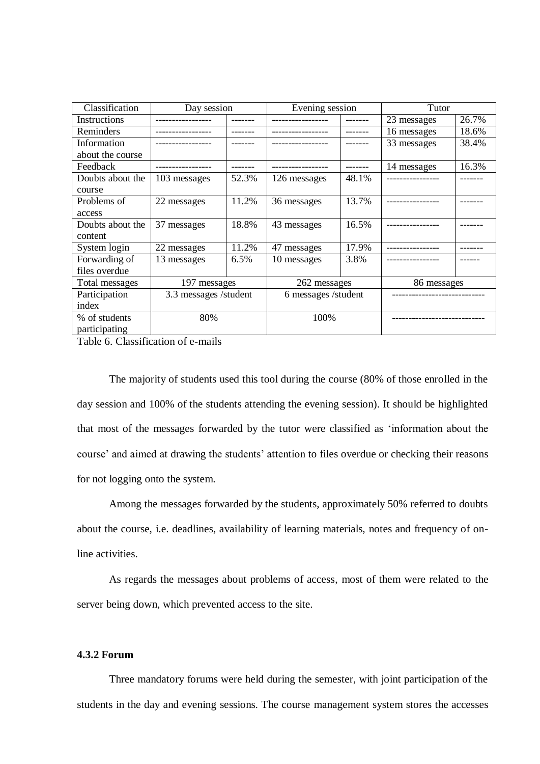| Classification | Day session | | Evening session | | Tutor | |
|---|---|---|---|---|---|---|
| Instructions | ----------------- | ------- | ----------------- | ------- | 23 messages | 26.7% |
| Reminders | ----------------- | ------- | ----------------- | ------- | 16 messages | 18.6% |
| Information about the course | ----------------- | ------- | ----------------- | ------- | 33 messages | 38.4% |
| Feedback | ----------------- | ------- | ----------------- | ------- | 14 messages | 16.3% |
| Doubts about the course | 103 messages | 52.3% | 126 messages | 48.1% | ---------------- | ------- |
| Problems of access | 22 messages | 11.2% | 36 messages | 13.7% | ---------------- | ------- |
| Doubts about the content | 37 messages | 18.8% | 43 messages | 16.5% | ---------------- | ------- |
| System login | 22 messages | 11.2% | 47 messages | 17.9% | ---------------- | ------- |
| Forwarding of files overdue | 13 messages | 6.5% | 10 messages | 3.8% | ---------------- | ------ |
| Total messages | 197 messages | | 262 messages | | 86 messages | |
| Participation index | 3.3 messages /student | | 6 messages /student | | ---------------------------- | |
| % of students participating | 80% | | 100% | | ---------------------------- | |

Table 6. Classification of e-mails

The majority of students used this tool during the course (80% of those enrolled in the day session and 100% of the students attending the evening session). It should be highlighted that most of the messages forwarded by the tutor were classified as 'information about the course' and aimed at drawing the students' attention to files overdue or checking their reasons for not logging onto the system.

Among the messages forwarded by the students, approximately 50% referred to doubts about the course, i.e. deadlines, availability of learning materials, notes and frequency of on-line activities.

As regards the messages about problems of access, most of them were related to the server being down, which prevented access to the site.

#### 4.3.2 Forum

Three mandatory forums were held during the semester, with joint participation of the students in the day and evening sessions. The course management system stores the accesses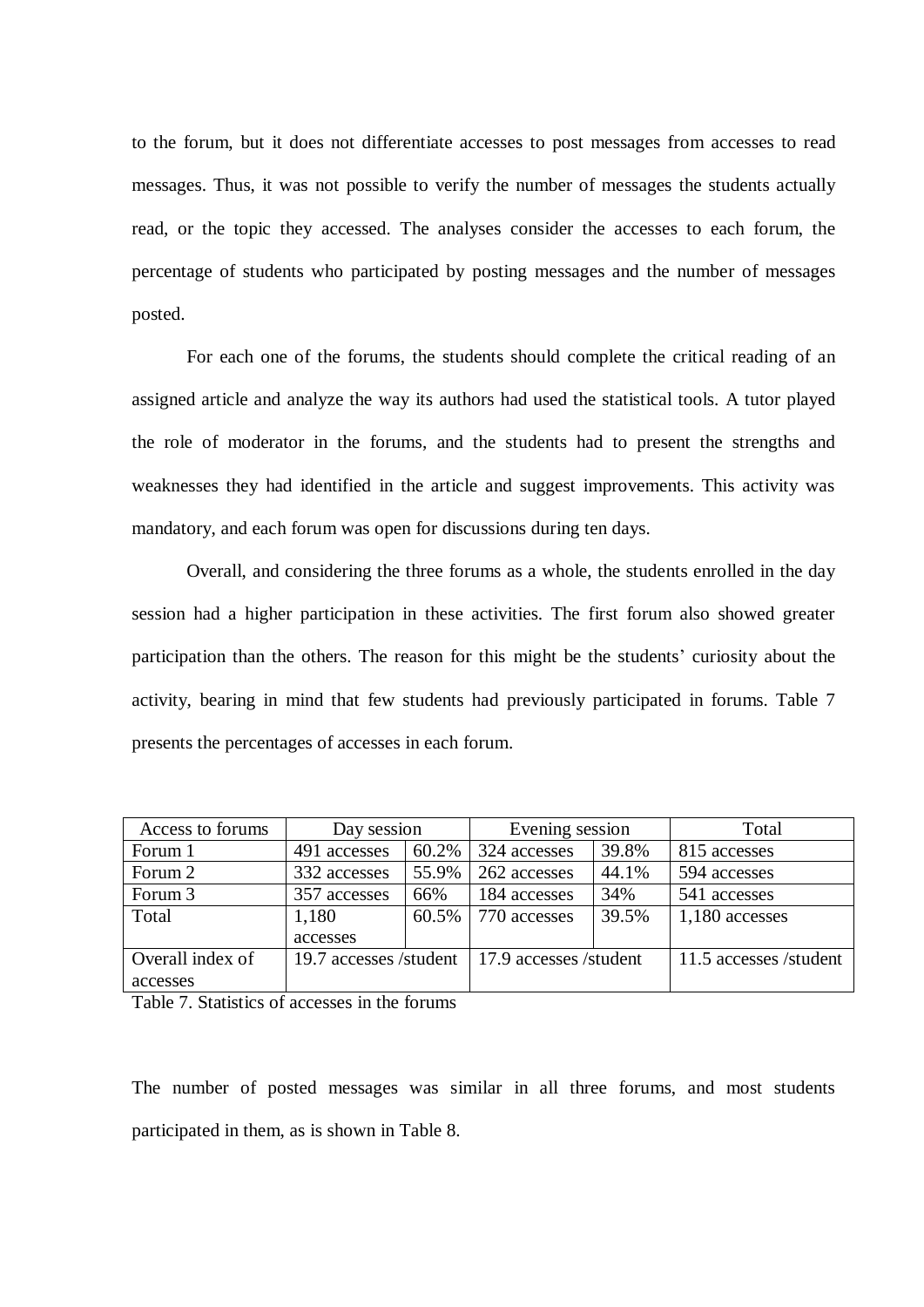to the forum, but it does not differentiate accesses to post messages from accesses to read messages. Thus, it was not possible to verify the number of messages the students actually read, or the topic they accessed. The analyses consider the accesses to each forum, the percentage of students who participated by posting messages and the number of messages posted.

For each one of the forums, the students should complete the critical reading of an assigned article and analyze the way its authors had used the statistical tools. A tutor played the role of moderator in the forums, and the students had to present the strengths and weaknesses they had identified in the article and suggest improvements. This activity was mandatory, and each forum was open for discussions during ten days.

Overall, and considering the three forums as a whole, the students enrolled in the day session had a higher participation in these activities. The first forum also showed greater participation than the others. The reason for this might be the students' curiosity about the activity, bearing in mind that few students had previously participated in forums. Table 7 presents the percentages of accesses in each forum.

| Access to forums | Day session | | Evening session | | Total |
|---|---|---|---|---|---|
| Forum 1 | 491 accesses | 60.2% | 324 accesses | 39.8% | 815 accesses |
| Forum 2 | 332 accesses | 55.9% | 262 accesses | 44.1% | 594 accesses |
| Forum 3 | 357 accesses | 66% | 184 accesses | 34% | 541 accesses |
| Total | 1,180 accesses | 60.5% | 770 accesses | 39.5% | 1,180 accesses |
| Overall index of accesses | 19.7 accesses /student | | 17.9 accesses /student | | 11.5 accesses /student |

Table 7. Statistics of accesses in the forums

The number of posted messages was similar in all three forums, and most students participated in them, as is shown in Table 8.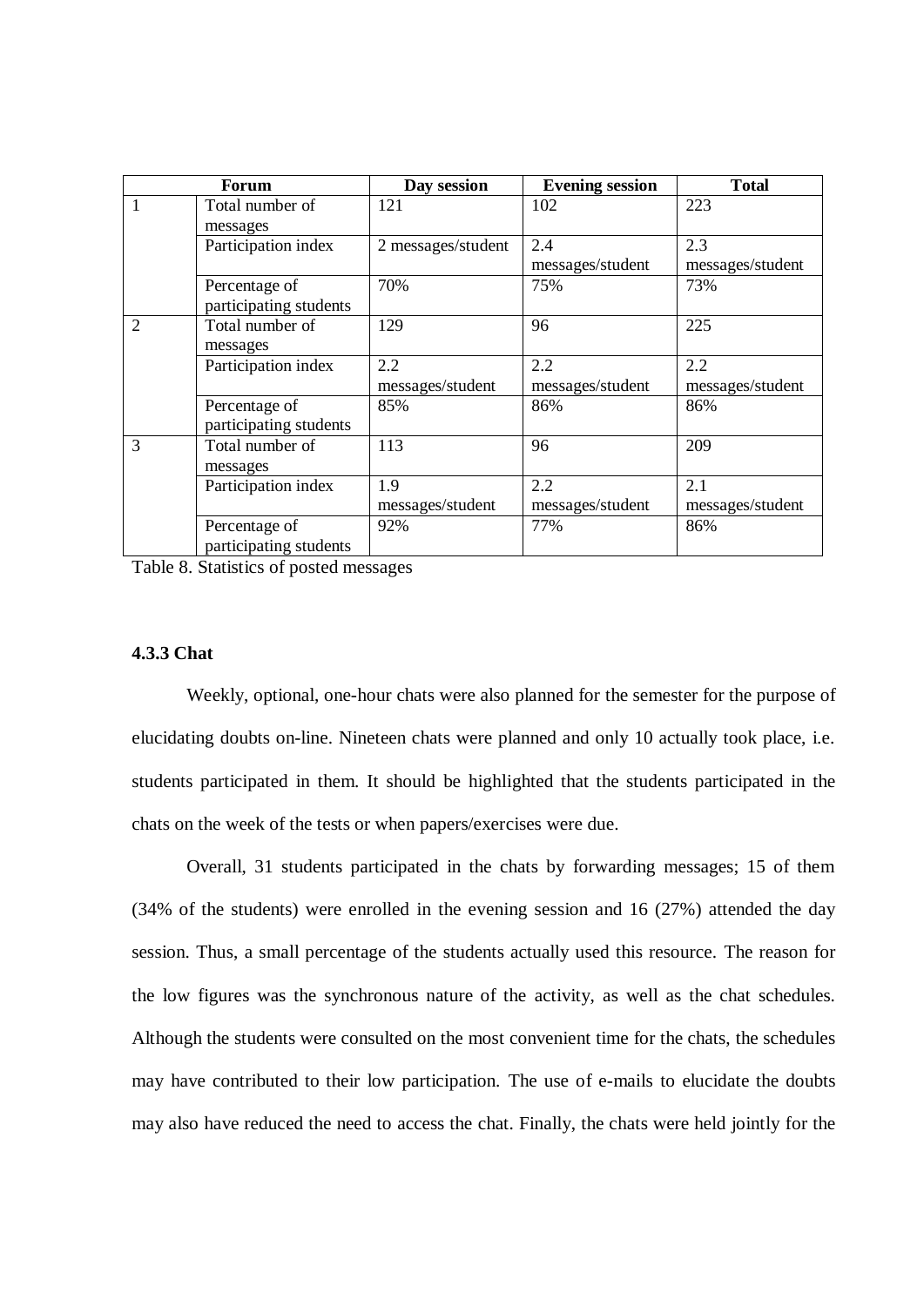| Forum | | Day session | Evening session | Total |
|---|---|---|---|---|
| 1 | Total number of messages | 121 | 102 | 223 |
| | Participation index | 2 messages/student | 2.4 messages/student | 2.3 messages/student |
| | Percentage of participating students | 70% | 75% | 73% |
| 2 | Total number of messages | 129 | 96 | 225 |
| | Participation index | 2.2 messages/student | 2.2 messages/student | 2.2 messages/student |
| | Percentage of participating students | 85% | 86% | 86% |
| 3 | Total number of messages | 113 | 96 | 209 |
| | Participation index | 1.9 messages/student | 2.2 messages/student | 2.1 messages/student |
| | Percentage of participating students | 92% | 77% | 86% |

Table 8. Statistics of posted messages

#### 4.3.3 Chat

Weekly, optional, one-hour chats were also planned for the semester for the purpose of elucidating doubts on-line. Nineteen chats were planned and only 10 actually took place, i.e. students participated in them. It should be highlighted that the students participated in the chats on the week of the tests or when papers/exercises were due.

Overall, 31 students participated in the chats by forwarding messages; 15 of them (34% of the students) were enrolled in the evening session and 16 (27%) attended the day session. Thus, a small percentage of the students actually used this resource. The reason for the low figures was the synchronous nature of the activity, as well as the chat schedules. Although the students were consulted on the most convenient time for the chats, the schedules may have contributed to their low participation. The use of e-mails to elucidate the doubts may also have reduced the need to access the chat. Finally, the chats were held jointly for the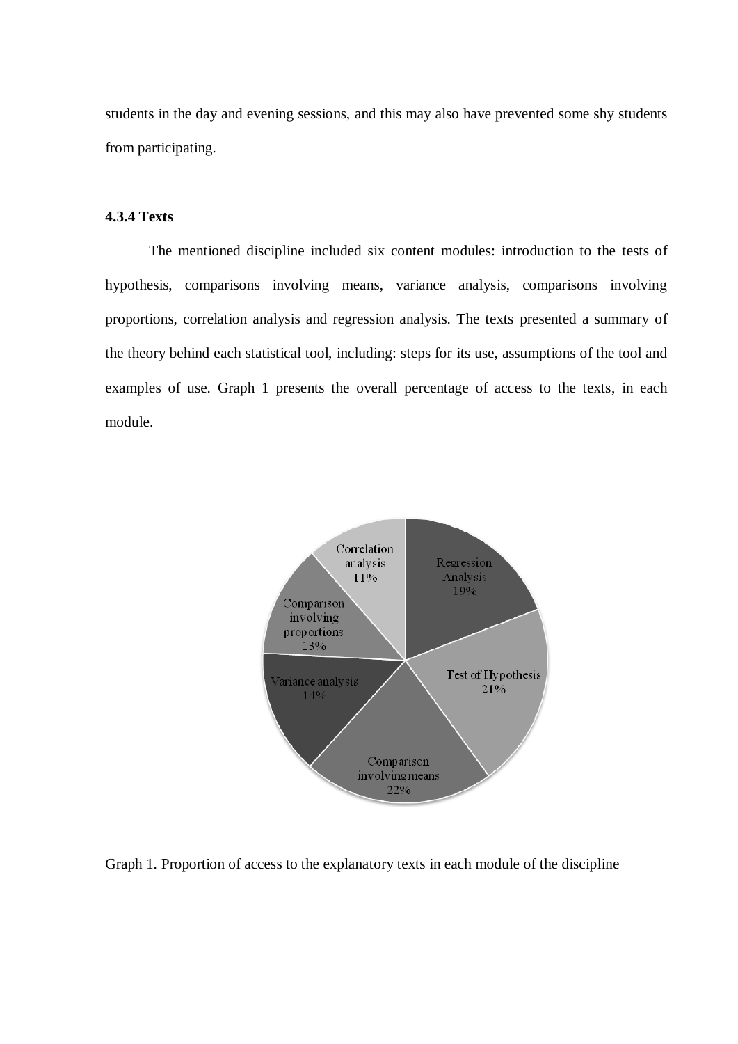students in the day and evening sessions, and this may also have prevented some shy students from participating.

### 4.3.4 Texts

The mentioned discipline included six content modules: introduction to the tests of hypothesis, comparisons involving means, variance analysis, comparisons involving proportions, correlation analysis and regression analysis. The texts presented a summary of the theory behind each statistical tool, including: steps for its use, assumptions of the tool and examples of use. Graph 1 presents the overall percentage of access to the texts, in each module.

| Module | Percentage |
|---|---|
| Regression Analysis | 19% |
| Test of Hypothesis | 21% |
| Comparison involving means | 22% |
| Variance analysis | 14% |
| Comparison involving proportions | 13% |
| Correlation analysis | 11% |

Graph 1. Proportion of access to the explanatory texts in each module of the discipline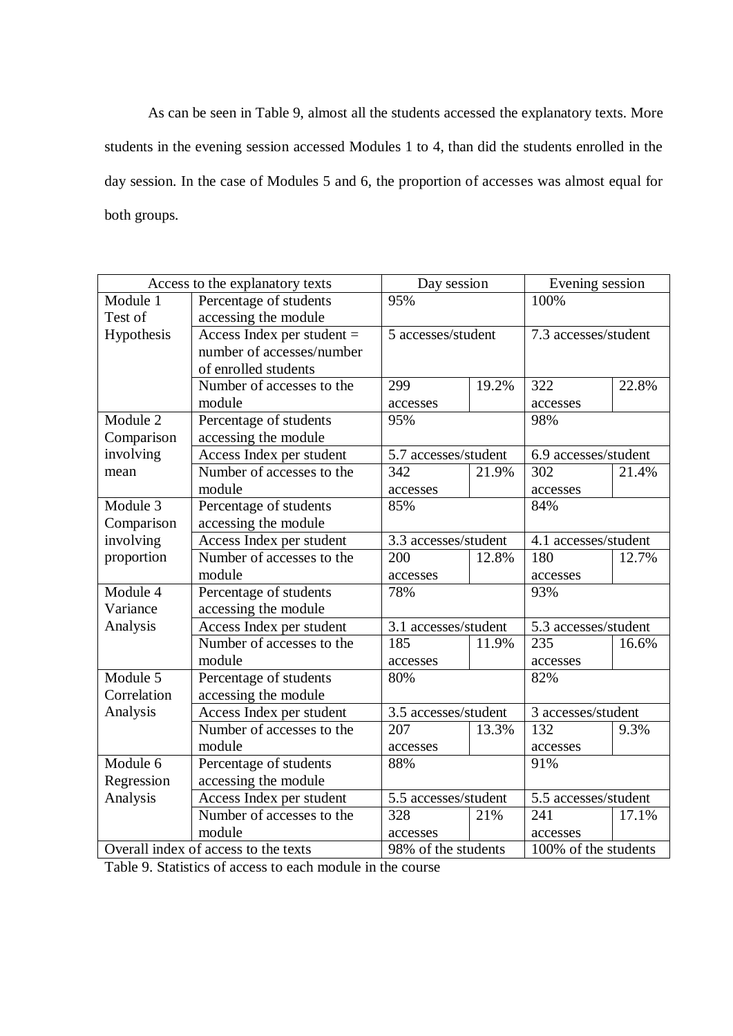As can be seen in Table 9, almost all the students accessed the explanatory texts. More students in the evening session accessed Modules 1 to 4, than did the students enrolled in the day session. In the case of Modules 5 and 6, the proportion of accesses was almost equal for both groups.

| Access to the explanatory texts | | Day session | | Evening session | |
|---|---|---|---|---|---|
| Module 1 Test of Hypothesis | Percentage of students accessing the module | 95% | | 100% | |
| | Access Index per student = number of accesses/number of enrolled students | 5 accesses/student | | 7.3 accesses/student | |
| | Number of accesses to the module | 299 accesses | 19.2% | 322 accesses | 22.8% |
| Module 2 Comparison involving mean | Percentage of students accessing the module | 95% | | 98% | |
| | Access Index per student | 5.7 accesses/student | | 6.9 accesses/student | |
| | Number of accesses to the module | 342 accesses | 21.9% | 302 accesses | 21.4% |
| Module 3 Comparison involving proportion | Percentage of students accessing the module | 85% | | 84% | |
| | Access Index per student | 3.3 accesses/student | | 4.1 accesses/student | |
| | Number of accesses to the module | 200 accesses | 12.8% | 180 accesses | 12.7% |
| Module 4 Variance Analysis | Percentage of students accessing the module | 78% | | 93% | |
| | Access Index per student | 3.1 accesses/student | | 5.3 accesses/student | |
| | Number of accesses to the module | 185 accesses | 11.9% | 235 accesses | 16.6% |
| Module 5 Correlation Analysis | Percentage of students accessing the module | 80% | | 82% | |
| | Access Index per student | 3.5 accesses/student | | 3 accesses/student | |
| | Number of accesses to the module | 207 accesses | 13.3% | 132 accesses | 9.3% |
| Module 6 Regression Analysis | Percentage of students accessing the module | 88% | | 91% | |
| | Access Index per student | 5.5 accesses/student | | 5.5 accesses/student | |
| | Number of accesses to the module | 328 accesses | 21% | 241 accesses | 17.1% |
| Overall index of access to the texts | | 98% of the students | | 100% of the students | |

Table 9. Statistics of access to each module in the course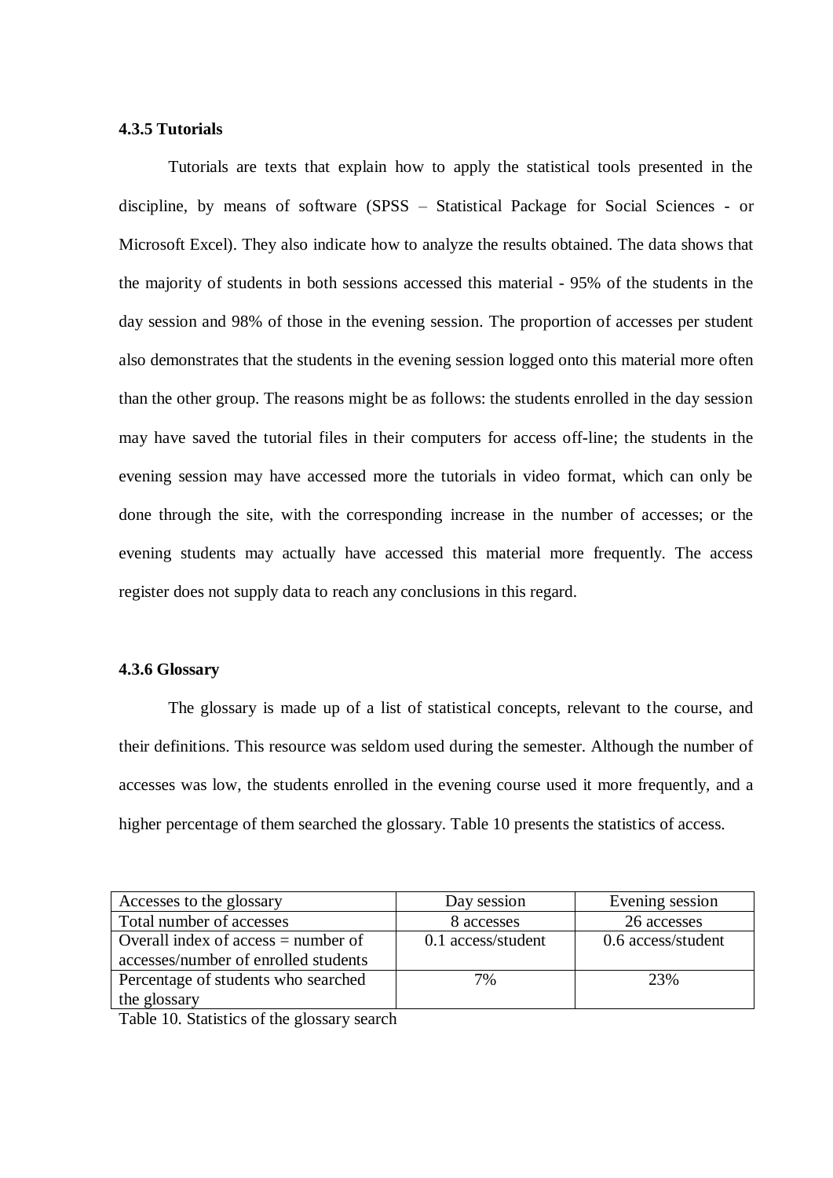#### 4.3.5 Tutorials

Tutorials are texts that explain how to apply the statistical tools presented in the discipline, by means of software (SPSS – Statistical Package for Social Sciences - or Microsoft Excel). They also indicate how to analyze the results obtained. The data shows that the majority of students in both sessions accessed this material - 95% of the students in the day session and 98% of those in the evening session. The proportion of accesses per student also demonstrates that the students in the evening session logged onto this material more often than the other group. The reasons might be as follows: the students enrolled in the day session may have saved the tutorial files in their computers for access off-line; the students in the evening session may have accessed more the tutorials in video format, which can only be done through the site, with the corresponding increase in the number of accesses; or the evening students may actually have accessed this material more frequently. The access register does not supply data to reach any conclusions in this regard.

#### 4.3.6 Glossary

The glossary is made up of a list of statistical concepts, relevant to the course, and their definitions. This resource was seldom used during the semester. Although the number of accesses was low, the students enrolled in the evening course used it more frequently, and a higher percentage of them searched the glossary. Table 10 presents the statistics of access.

| Accesses to the glossary | Day session | Evening session |
|---|---|---|
| Total number of accesses | 8 accesses | 26 accesses |
| Overall index of access = number of accesses/number of enrolled students | 0.1 access/student | 0.6 access/student |
| Percentage of students who searched the glossary | 7% | 23% |

Table 10. Statistics of the glossary search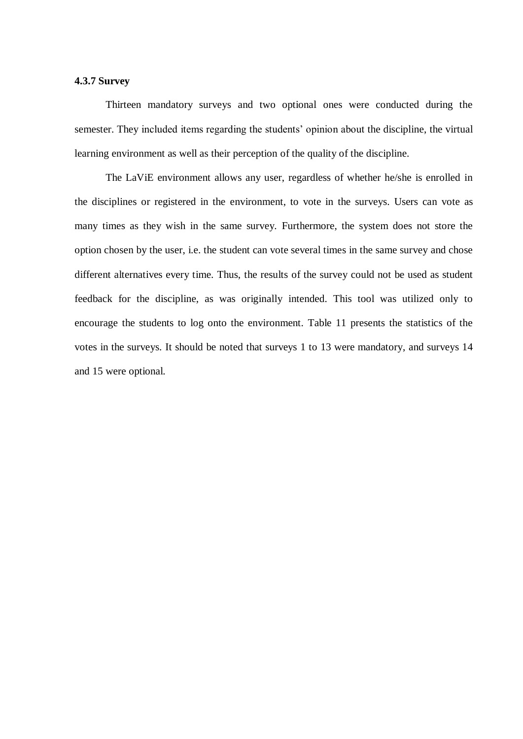### 4.3.7 Survey

Thirteen mandatory surveys and two optional ones were conducted during the semester. They included items regarding the students' opinion about the discipline, the virtual learning environment as well as their perception of the quality of the discipline.

The LaViE environment allows any user, regardless of whether he/she is enrolled in the disciplines or registered in the environment, to vote in the surveys. Users can vote as many times as they wish in the same survey. Furthermore, the system does not store the option chosen by the user, i.e. the student can vote several times in the same survey and chose different alternatives every time. Thus, the results of the survey could not be used as student feedback for the discipline, as was originally intended. This tool was utilized only to encourage the students to log onto the environment. Table 11 presents the statistics of the votes in the surveys. It should be noted that surveys 1 to 13 were mandatory, and surveys 14 and 15 were optional.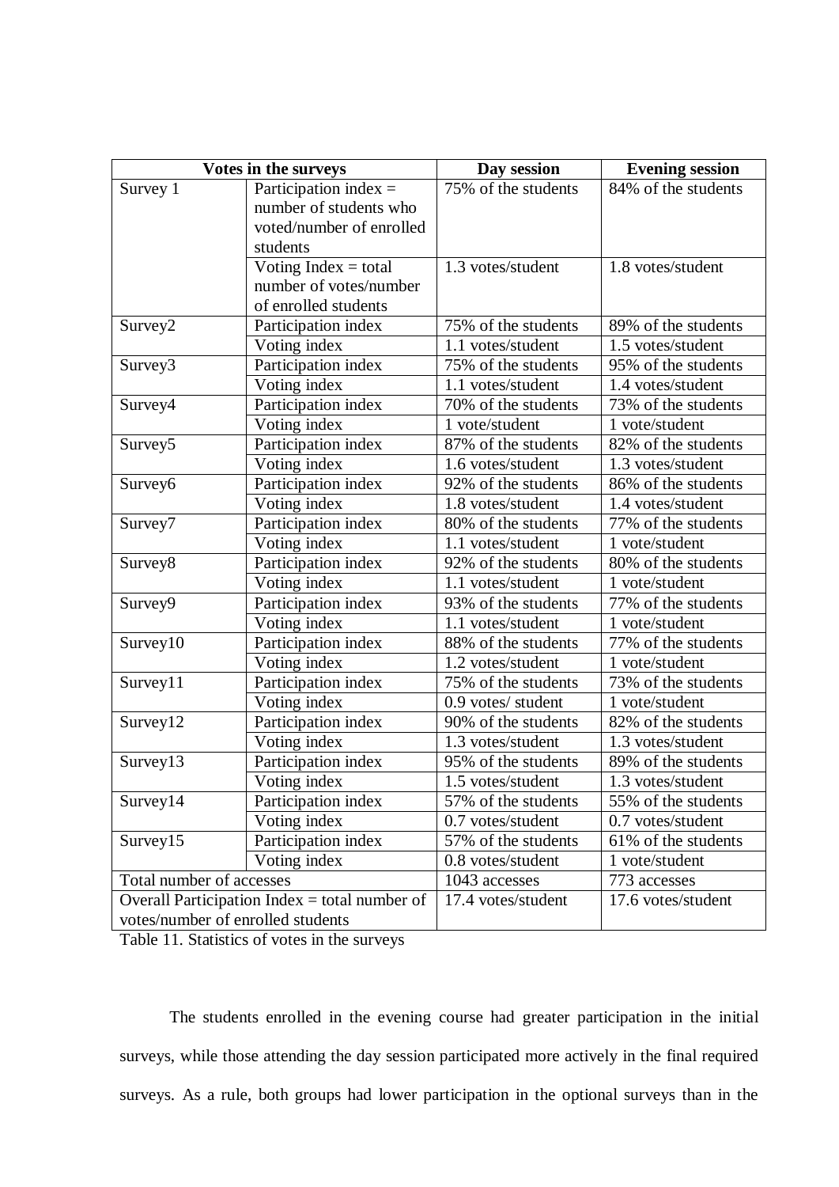| Votes in the surveys | | Day session | Evening session |
|---|---|---|---|
| Survey 1 | Participation index = number of students who voted/number of enrolled students | 75% of the students | 84% of the students |
| | Voting Index = total number of votes/number of enrolled students | 1.3 votes/student | 1.8 votes/student |
| Survey2 | Participation index | 75% of the students | 89% of the students |
| | Voting index | 1.1 votes/student | 1.5 votes/student |
| Survey3 | Participation index | 75% of the students | 95% of the students |
| | Voting index | 1.1 votes/student | 1.4 votes/student |
| Survey4 | Participation index | 70% of the students | 73% of the students |
| | Voting index | 1 vote/student | 1 vote/student |
| Survey5 | Participation index | 87% of the students | 82% of the students |
| | Voting index | 1.6 votes/student | 1.3 votes/student |
| Survey6 | Participation index | 92% of the students | 86% of the students |
| | Voting index | 1.8 votes/student | 1.4 votes/student |
| Survey7 | Participation index | 80% of the students | 77% of the students |
| | Voting index | 1.1 votes/student | 1 vote/student |
| Survey8 | Participation index | 92% of the students | 80% of the students |
| | Voting index | 1.1 votes/student | 1 vote/student |
| Survey9 | Participation index | 93% of the students | 77% of the students |
| | Voting index | 1.1 votes/student | 1 vote/student |
| Survey10 | Participation index | 88% of the students | 77% of the students |
| | Voting index | 1.2 votes/student | 1 vote/student |
| Survey11 | Participation index | 75% of the students | 73% of the students |
| | Voting index | 0.9 votes/ student | 1 vote/student |
| Survey12 | Participation index | 90% of the students | 82% of the students |
| | Voting index | 1.3 votes/student | 1.3 votes/student |
| Survey13 | Participation index | 95% of the students | 89% of the students |
| | Voting index | 1.5 votes/student | 1.3 votes/student |
| Survey14 | Participation index | 57% of the students | 55% of the students |
| | Voting index | 0.7 votes/student | 0.7 votes/student |
| Survey15 | Participation index | 57% of the students | 61% of the students |
| | Voting index | 0.8 votes/student | 1 vote/student |
| Total number of accesses | | 1043 accesses | 773 accesses |
| Overall Participation Index = total number of votes/number of enrolled students | | 17.4 votes/student | 17.6 votes/student |

Table 11. Statistics of votes in the surveys

The students enrolled in the evening course had greater participation in the initial surveys, while those attending the day session participated more actively in the final required surveys. As a rule, both groups had lower participation in the optional surveys than in the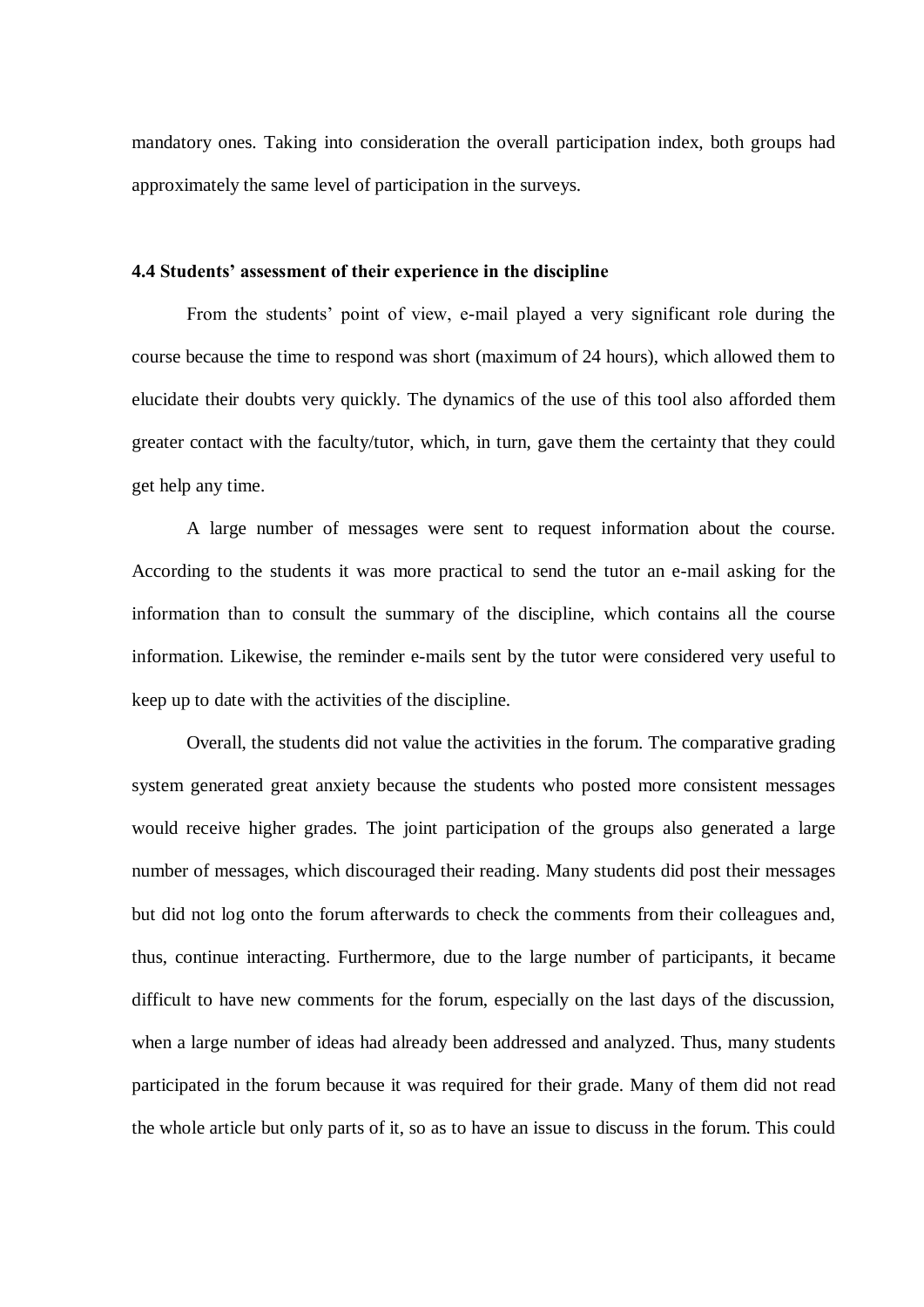mandatory ones. Taking into consideration the overall participation index, both groups had approximately the same level of participation in the surveys.

### 4.4 Students' assessment of their experience in the discipline

From the students' point of view, e-mail played a very significant role during the course because the time to respond was short (maximum of 24 hours), which allowed them to elucidate their doubts very quickly. The dynamics of the use of this tool also afforded them greater contact with the faculty/tutor, which, in turn, gave them the certainty that they could get help any time.

A large number of messages were sent to request information about the course. According to the students it was more practical to send the tutor an e-mail asking for the information than to consult the summary of the discipline, which contains all the course information. Likewise, the reminder e-mails sent by the tutor were considered very useful to keep up to date with the activities of the discipline.

Overall, the students did not value the activities in the forum. The comparative grading system generated great anxiety because the students who posted more consistent messages would receive higher grades. The joint participation of the groups also generated a large number of messages, which discouraged their reading. Many students did post their messages but did not log onto the forum afterwards to check the comments from their colleagues and, thus, continue interacting. Furthermore, due to the large number of participants, it became difficult to have new comments for the forum, especially on the last days of the discussion, when a large number of ideas had already been addressed and analyzed. Thus, many students participated in the forum because it was required for their grade. Many of them did not read the whole article but only parts of it, so as to have an issue to discuss in the forum. This could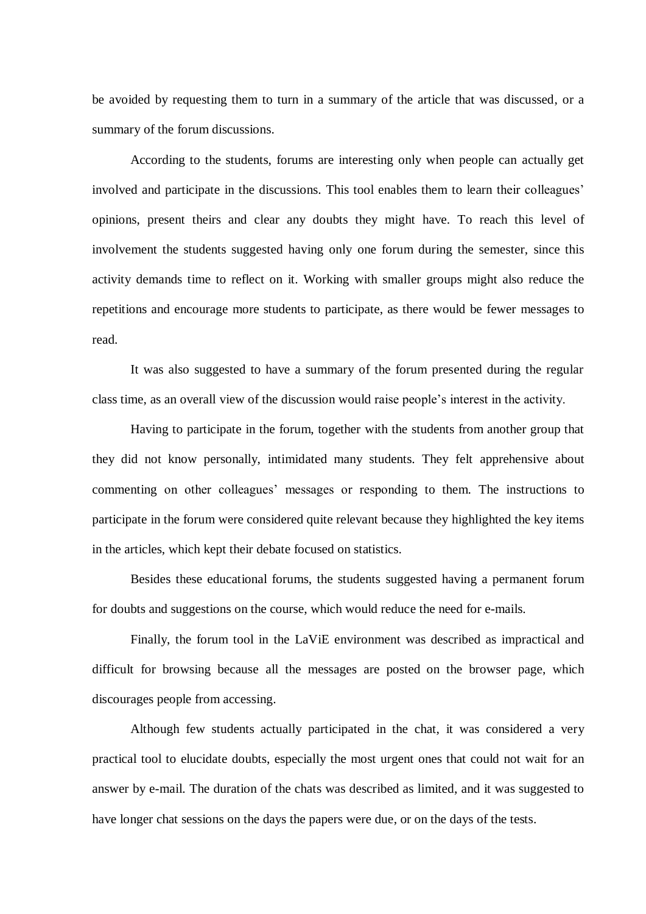be avoided by requesting them to turn in a summary of the article that was discussed, or a summary of the forum discussions.

According to the students, forums are interesting only when people can actually get involved and participate in the discussions. This tool enables them to learn their colleagues' opinions, present theirs and clear any doubts they might have. To reach this level of involvement the students suggested having only one forum during the semester, since this activity demands time to reflect on it. Working with smaller groups might also reduce the repetitions and encourage more students to participate, as there would be fewer messages to read.

It was also suggested to have a summary of the forum presented during the regular class time, as an overall view of the discussion would raise people's interest in the activity.

Having to participate in the forum, together with the students from another group that they did not know personally, intimidated many students. They felt apprehensive about commenting on other colleagues' messages or responding to them. The instructions to participate in the forum were considered quite relevant because they highlighted the key items in the articles, which kept their debate focused on statistics.

Besides these educational forums, the students suggested having a permanent forum for doubts and suggestions on the course, which would reduce the need for e-mails.

Finally, the forum tool in the LaViE environment was described as impractical and difficult for browsing because all the messages are posted on the browser page, which discourages people from accessing.

Although few students actually participated in the chat, it was considered a very practical tool to elucidate doubts, especially the most urgent ones that could not wait for an answer by e-mail. The duration of the chats was described as limited, and it was suggested to have longer chat sessions on the days the papers were due, or on the days of the tests.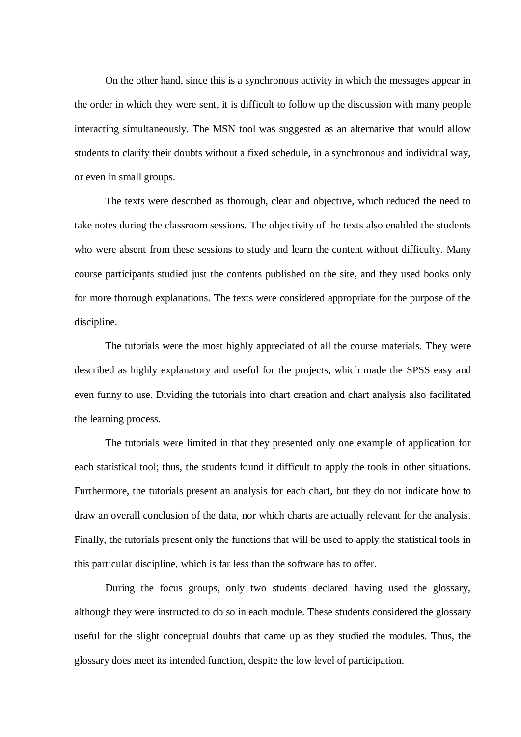On the other hand, since this is a synchronous activity in which the messages appear in the order in which they were sent, it is difficult to follow up the discussion with many people interacting simultaneously. The MSN tool was suggested as an alternative that would allow students to clarify their doubts without a fixed schedule, in a synchronous and individual way, or even in small groups.

The texts were described as thorough, clear and objective, which reduced the need to take notes during the classroom sessions. The objectivity of the texts also enabled the students who were absent from these sessions to study and learn the content without difficulty. Many course participants studied just the contents published on the site, and they used books only for more thorough explanations. The texts were considered appropriate for the purpose of the discipline.

The tutorials were the most highly appreciated of all the course materials. They were described as highly explanatory and useful for the projects, which made the SPSS easy and even funny to use. Dividing the tutorials into chart creation and chart analysis also facilitated the learning process.

The tutorials were limited in that they presented only one example of application for each statistical tool; thus, the students found it difficult to apply the tools in other situations. Furthermore, the tutorials present an analysis for each chart, but they do not indicate how to draw an overall conclusion of the data, nor which charts are actually relevant for the analysis. Finally, the tutorials present only the functions that will be used to apply the statistical tools in this particular discipline, which is far less than the software has to offer.

During the focus groups, only two students declared having used the glossary, although they were instructed to do so in each module. These students considered the glossary useful for the slight conceptual doubts that came up as they studied the modules. Thus, the glossary does meet its intended function, despite the low level of participation.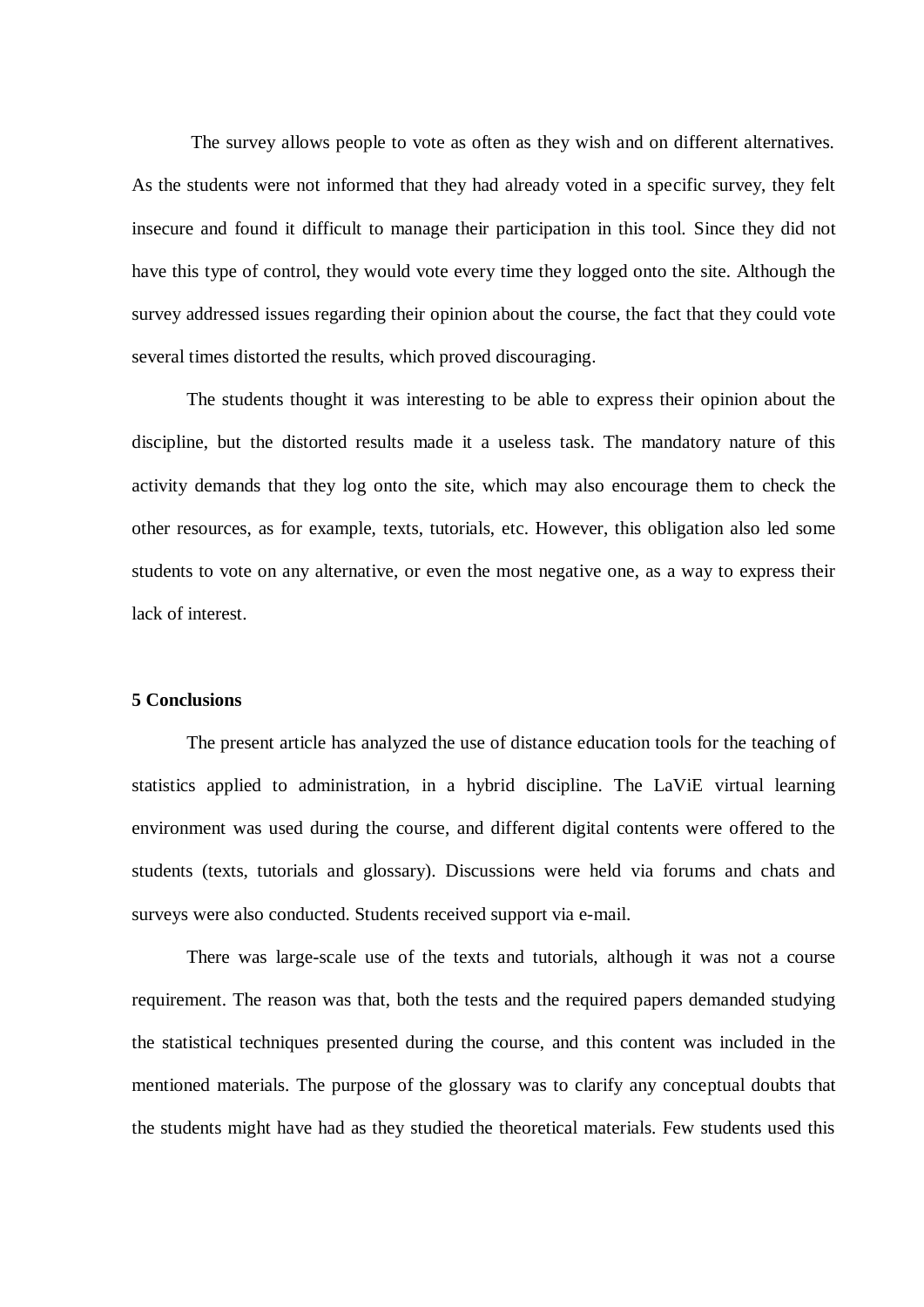The survey allows people to vote as often as they wish and on different alternatives. As the students were not informed that they had already voted in a specific survey, they felt insecure and found it difficult to manage their participation in this tool. Since they did not have this type of control, they would vote every time they logged onto the site. Although the survey addressed issues regarding their opinion about the course, the fact that they could vote several times distorted the results, which proved discouraging.

The students thought it was interesting to be able to express their opinion about the discipline, but the distorted results made it a useless task. The mandatory nature of this activity demands that they log onto the site, which may also encourage them to check the other resources, as for example, texts, tutorials, etc. However, this obligation also led some students to vote on any alternative, or even the most negative one, as a way to express their lack of interest.

## 5 Conclusions

The present article has analyzed the use of distance education tools for the teaching of statistics applied to administration, in a hybrid discipline. The LaViE virtual learning environment was used during the course, and different digital contents were offered to the students (texts, tutorials and glossary). Discussions were held via forums and chats and surveys were also conducted. Students received support via e-mail.

There was large-scale use of the texts and tutorials, although it was not a course requirement. The reason was that, both the tests and the required papers demanded studying the statistical techniques presented during the course, and this content was included in the mentioned materials. The purpose of the glossary was to clarify any conceptual doubts that the students might have had as they studied the theoretical materials. Few students used this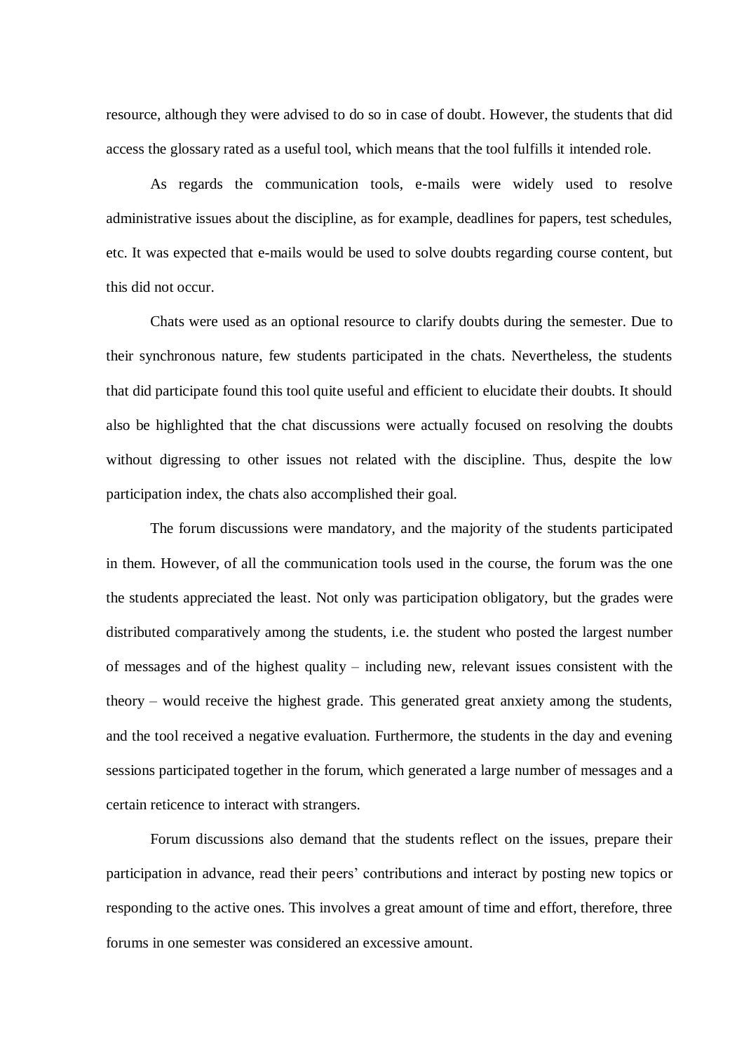resource, although they were advised to do so in case of doubt. However, the students that did access the glossary rated as a useful tool, which means that the tool fulfills it intended role.

As regards the communication tools, e-mails were widely used to resolve administrative issues about the discipline, as for example, deadlines for papers, test schedules, etc. It was expected that e-mails would be used to solve doubts regarding course content, but this did not occur.

Chats were used as an optional resource to clarify doubts during the semester. Due to their synchronous nature, few students participated in the chats. Nevertheless, the students that did participate found this tool quite useful and efficient to elucidate their doubts. It should also be highlighted that the chat discussions were actually focused on resolving the doubts without digressing to other issues not related with the discipline. Thus, despite the low participation index, the chats also accomplished their goal.

The forum discussions were mandatory, and the majority of the students participated in them. However, of all the communication tools used in the course, the forum was the one the students appreciated the least. Not only was participation obligatory, but the grades were distributed comparatively among the students, i.e. the student who posted the largest number of messages and of the highest quality – including new, relevant issues consistent with the theory – would receive the highest grade. This generated great anxiety among the students, and the tool received a negative evaluation. Furthermore, the students in the day and evening sessions participated together in the forum, which generated a large number of messages and a certain reticence to interact with strangers.

Forum discussions also demand that the students reflect on the issues, prepare their participation in advance, read their peers' contributions and interact by posting new topics or responding to the active ones. This involves a great amount of time and effort, therefore, three forums in one semester was considered an excessive amount.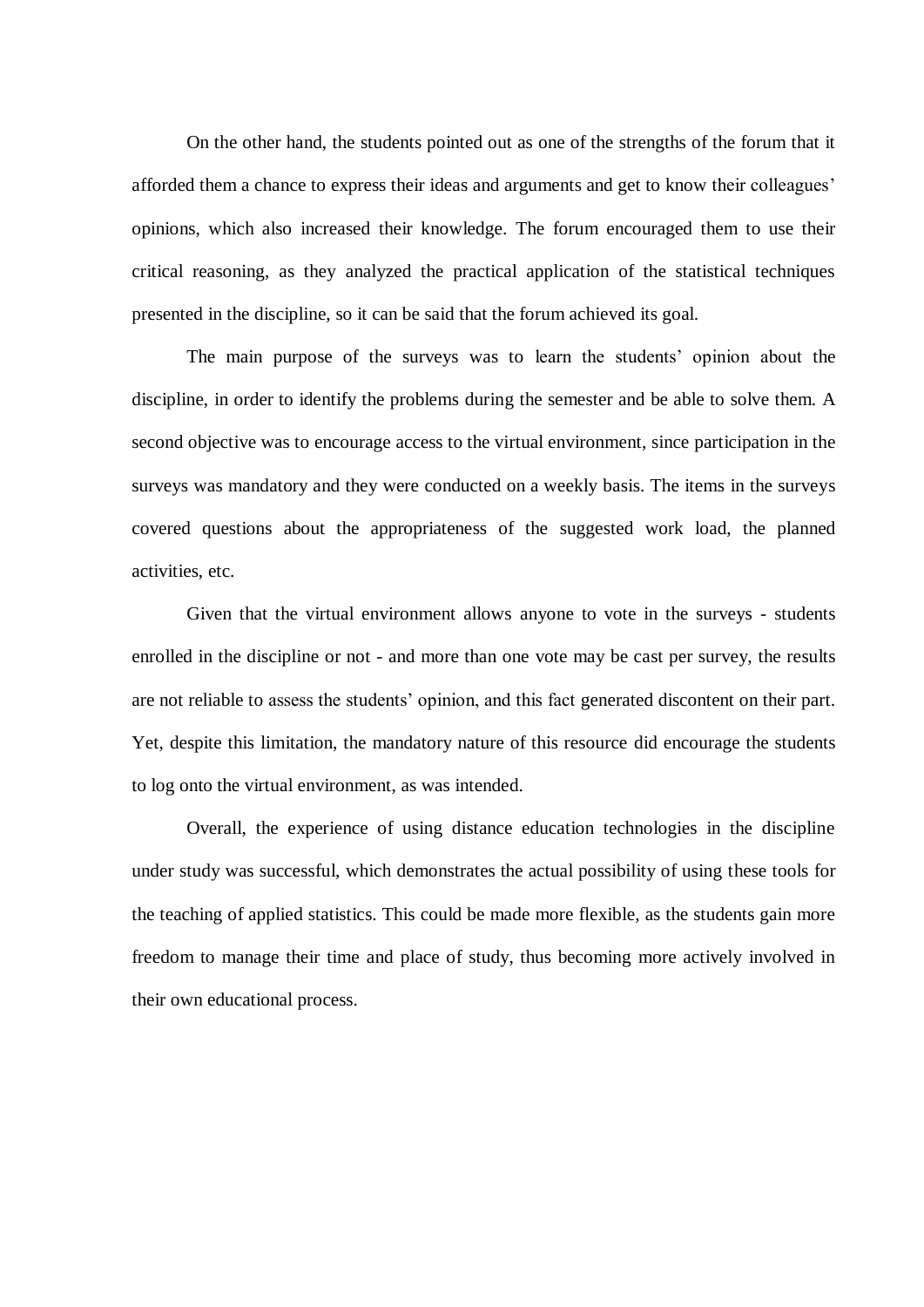On the other hand, the students pointed out as one of the strengths of the forum that it afforded them a chance to express their ideas and arguments and get to know their colleagues' opinions, which also increased their knowledge. The forum encouraged them to use their critical reasoning, as they analyzed the practical application of the statistical techniques presented in the discipline, so it can be said that the forum achieved its goal.

The main purpose of the surveys was to learn the students' opinion about the discipline, in order to identify the problems during the semester and be able to solve them. A second objective was to encourage access to the virtual environment, since participation in the surveys was mandatory and they were conducted on a weekly basis. The items in the surveys covered questions about the appropriateness of the suggested work load, the planned activities, etc.

Given that the virtual environment allows anyone to vote in the surveys - students enrolled in the discipline or not - and more than one vote may be cast per survey, the results are not reliable to assess the students' opinion, and this fact generated discontent on their part. Yet, despite this limitation, the mandatory nature of this resource did encourage the students to log onto the virtual environment, as was intended.

Overall, the experience of using distance education technologies in the discipline under study was successful, which demonstrates the actual possibility of using these tools for the teaching of applied statistics. This could be made more flexible, as the students gain more freedom to manage their time and place of study, thus becoming more actively involved in their own educational process.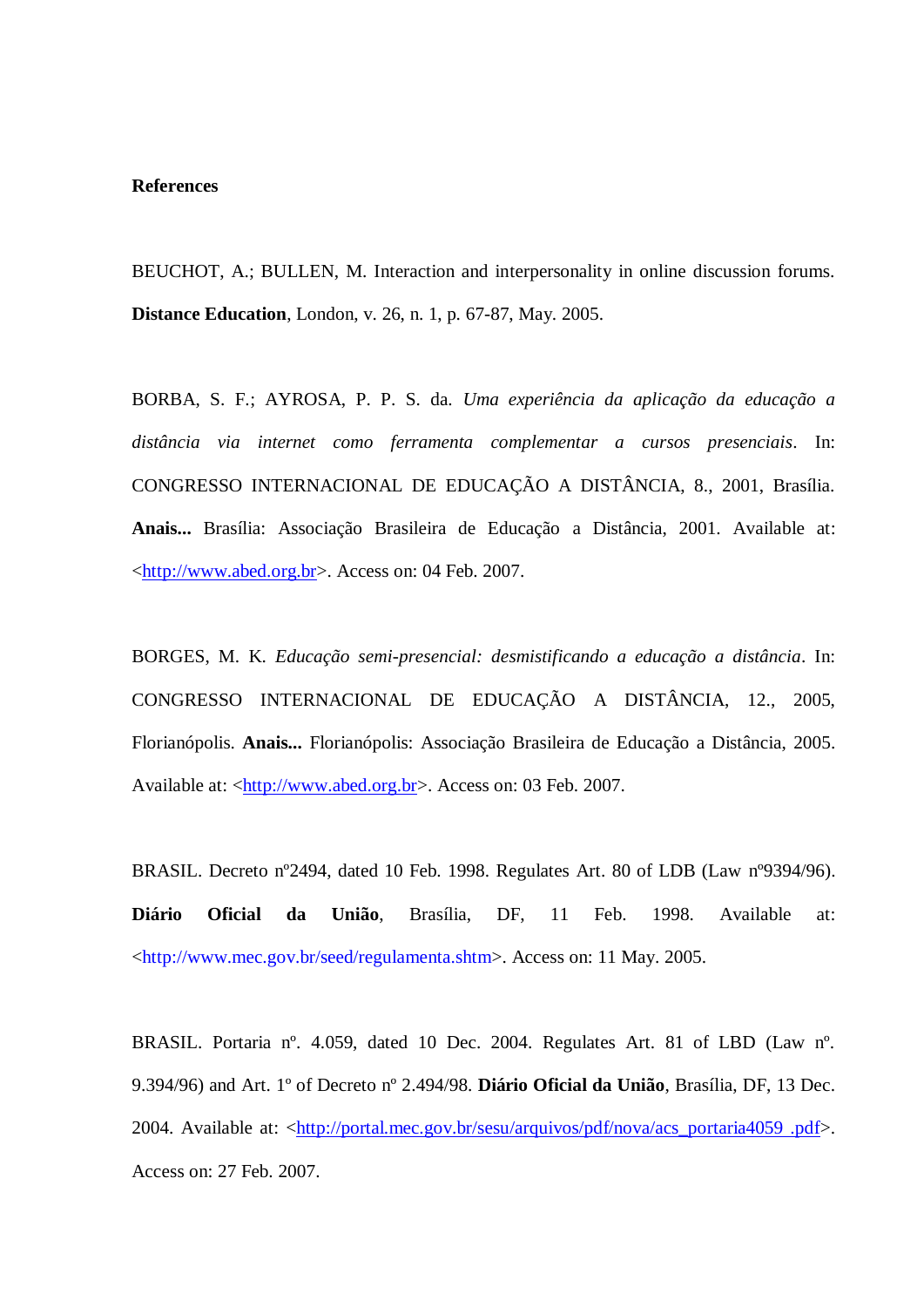**References**

BEUCHOT, A.; BULLEN, M. Interaction and interpersonality in online discussion forums. **Distance Education**, London, v. 26, n. 1, p. 67-87, May. 2005.

BORBA, S. F.; AYROSA, P. P. S. da. *Uma experiência da aplicação da educação a distância via internet como ferramenta complementar a cursos presenciais*. In: CONGRESSO INTERNACIONAL DE EDUCAÇÃO A DISTÂNCIA, 8., 2001, Brasília. **Anais...** Brasília: Associação Brasileira de Educação a Distância, 2001. Available at: <http://www.abed.org.br>. Access on: 04 Feb. 2007.

BORGES, M. K. *Educação semi-presencial: desmistificando a educação a distância*. In: CONGRESSO INTERNACIONAL DE EDUCAÇÃO A DISTÂNCIA, 12., 2005, Florianópolis. **Anais...** Florianópolis: Associação Brasileira de Educação a Distância, 2005. Available at: <http://www.abed.org.br>. Access on: 03 Feb. 2007.

BRASIL. Decreto nº2494, dated 10 Feb. 1998. Regulates Art. 80 of LDB (Law nº9394/96). **Diário Oficial da União**, Brasília, DF, 11 Feb. 1998. Available at: <http://www.mec.gov.br/seed/regulamenta.shtm>. Access on: 11 May. 2005.

BRASIL. Portaria nº. 4.059, dated 10 Dec. 2004. Regulates Art. 81 of LBD (Law nº. 9.394/96) and Art. 1º of Decreto nº 2.494/98. **Diário Oficial da União**, Brasília, DF, 13 Dec. 2004. Available at: <http://portal.mec.gov.br/sesu/arquivos/pdf/nova/acs_portaria4059 .pdf>. Access on: 27 Feb. 2007.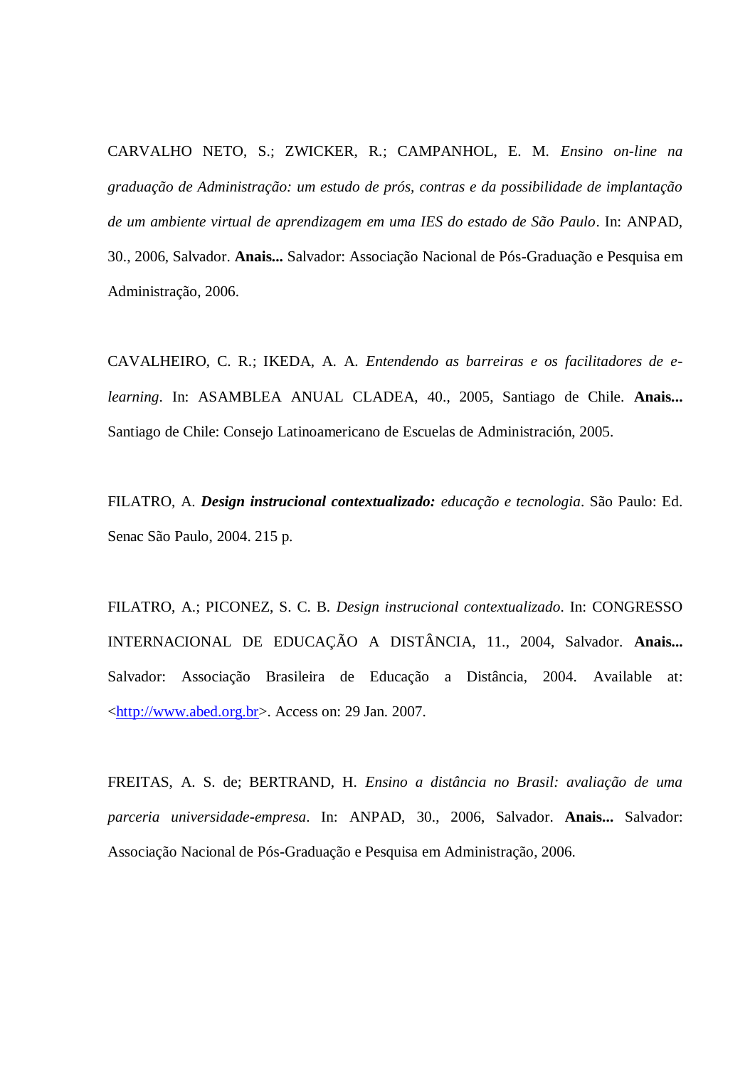CARVALHO NETO, S.; ZWICKER, R.; CAMPANHOL, E. M. *Ensino on-line na graduação de Administração: um estudo de prós, contras e da possibilidade de implantação de um ambiente virtual de aprendizagem em uma IES do estado de São Paulo*. In: ANPAD, 30., 2006, Salvador. **Anais...** Salvador: Associação Nacional de Pós-Graduação e Pesquisa em Administração, 2006.

CAVALHEIRO, C. R.; IKEDA, A. A. *Entendendo as barreiras e os facilitadores de e-learning*. In: ASAMBLEA ANUAL CLADEA, 40., 2005, Santiago de Chile. **Anais...** Santiago de Chile: Consejo Latinoamericano de Escuelas de Administración, 2005.

FILATRO, A. ***Design instrucional contextualizado:*** *educação e tecnologia*. São Paulo: Ed. Senac São Paulo, 2004. 215 p.

FILATRO, A.; PICONEZ, S. C. B. *Design instrucional contextualizado*. In: CONGRESSO INTERNACIONAL DE EDUCAÇÃO A DISTÂNCIA, 11., 2004, Salvador. **Anais...** Salvador: Associação Brasileira de Educação a Distância, 2004. Available at: <http://www.abed.org.br>. Access on: 29 Jan. 2007.

FREITAS, A. S. de; BERTRAND, H. *Ensino a distância no Brasil: avaliação de uma parceria universidade-empresa*. In: ANPAD, 30., 2006, Salvador. **Anais...** Salvador: Associação Nacional de Pós-Graduação e Pesquisa em Administração, 2006.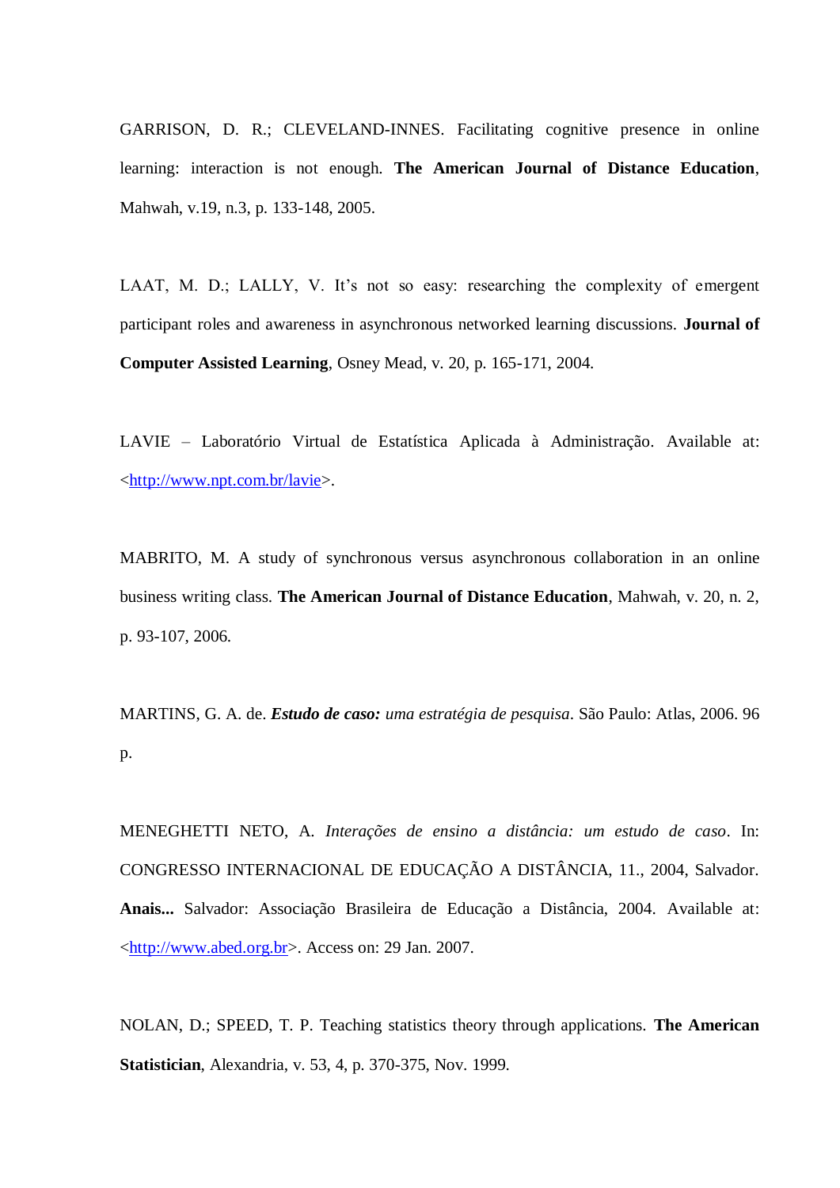GARRISON, D. R.; CLEVELAND-INNES. Facilitating cognitive presence in online learning: interaction is not enough. **The American Journal of Distance Education**, Mahwah, v.19, n.3, p. 133-148, 2005.

LAAT, M. D.; LALLY, V. It's not so easy: researching the complexity of emergent participant roles and awareness in asynchronous networked learning discussions. **Journal of Computer Assisted Learning**, Osney Mead, v. 20, p. 165-171, 2004.

LAVIE – Laboratório Virtual de Estatística Aplicada à Administração. Available at: <http://www.npt.com.br/lavie>.

MABRITO, M. A study of synchronous versus asynchronous collaboration in an online business writing class. **The American Journal of Distance Education**, Mahwah, v. 20, n. 2, p. 93-107, 2006.

MARTINS, G. A. de. ***Estudo de caso:*** *uma estratégia de pesquisa*. São Paulo: Atlas, 2006. 96 p.

MENEGHETTI NETO, A. *Interações de ensino a distância: um estudo de caso*. In: CONGRESSO INTERNACIONAL DE EDUCAÇÃO A DISTÂNCIA, 11., 2004, Salvador. **Anais...** Salvador: Associação Brasileira de Educação a Distância, 2004. Available at: <http://www.abed.org.br>. Access on: 29 Jan. 2007.

NOLAN, D.; SPEED, T. P. Teaching statistics theory through applications. **The American Statistician**, Alexandria, v. 53, 4, p. 370-375, Nov. 1999.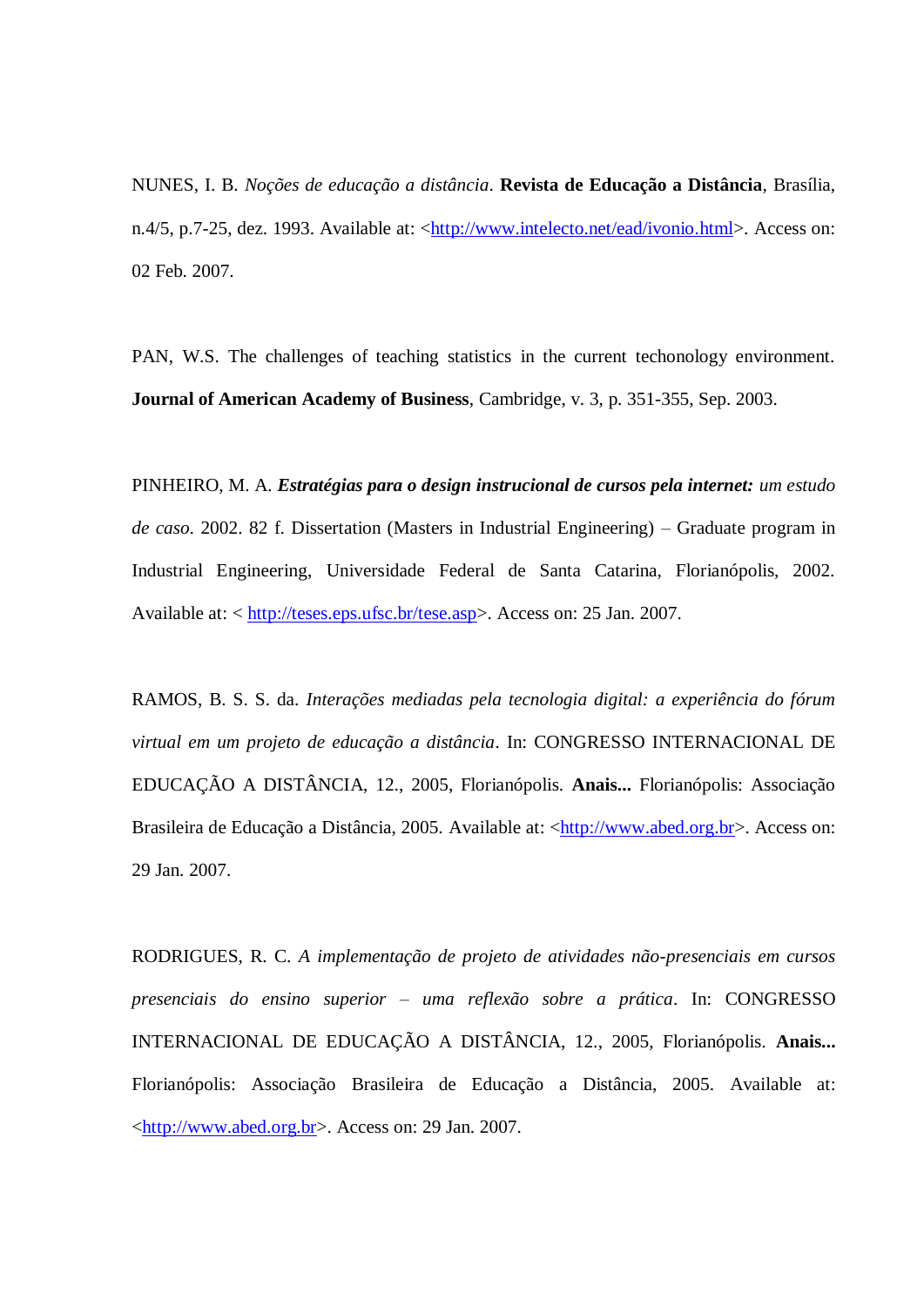NUNES, I. B. *Noções de educação a distância*. **Revista de Educação a Distância**, Brasília, n.4/5, p.7-25, dez. 1993. Available at: <http://www.intelecto.net/ead/ivonio.html>. Access on: 02 Feb. 2007.

PAN, W.S. The challenges of teaching statistics in the current techonology environment. **Journal of American Academy of Business**, Cambridge, v. 3, p. 351-355, Sep. 2003.

PINHEIRO, M. A. ***Estratégias para o design instrucional de cursos pela internet:*** *um estudo de caso*. 2002. 82 f. Dissertation (Masters in Industrial Engineering) – Graduate program in Industrial Engineering, Universidade Federal de Santa Catarina, Florianópolis, 2002. Available at: < http://teses.eps.ufsc.br/tese.asp>. Access on: 25 Jan. 2007.

RAMOS, B. S. S. da. *Interações mediadas pela tecnologia digital: a experiência do fórum virtual em um projeto de educação a distância*. In: CONGRESSO INTERNACIONAL DE EDUCAÇÃO A DISTÂNCIA, 12., 2005, Florianópolis. **Anais...** Florianópolis: Associação Brasileira de Educação a Distância, 2005. Available at: <http://www.abed.org.br>. Access on: 29 Jan. 2007.

RODRIGUES, R. C. *A implementação de projeto de atividades não-presenciais em cursos presenciais do ensino superior – uma reflexão sobre a prática*. In: CONGRESSO INTERNACIONAL DE EDUCAÇÃO A DISTÂNCIA, 12., 2005, Florianópolis. **Anais...** Florianópolis: Associação Brasileira de Educação a Distância, 2005. Available at: <http://www.abed.org.br>. Access on: 29 Jan. 2007.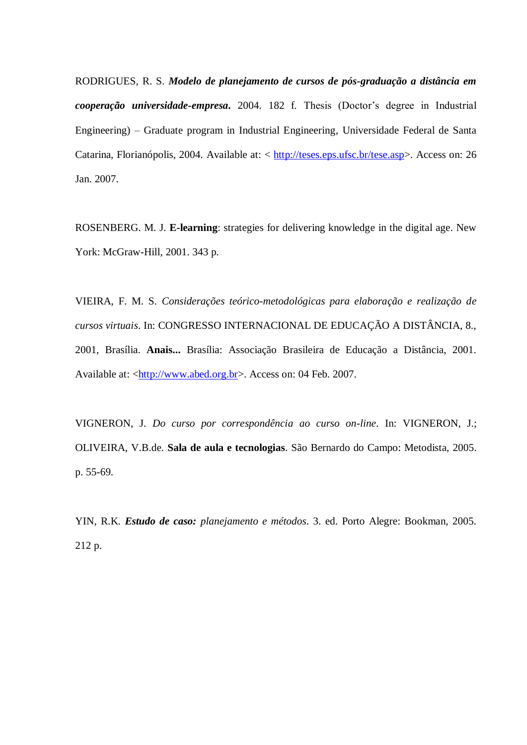RODRIGUES, R. S. ***Modelo de planejamento de cursos de pós-graduação a distância em cooperação universidade-empresa*****.** 2004. 182 f. Thesis (Doctor's degree in Industrial Engineering) – Graduate program in Industrial Engineering, Universidade Federal de Santa Catarina, Florianópolis, 2004. Available at: < http://teses.eps.ufsc.br/tese.asp>. Access on: 26 Jan. 2007.

ROSENBERG. M. J. **E-learning**: strategies for delivering knowledge in the digital age. New York: McGraw-Hill, 2001. 343 p.

VIEIRA, F. M. S. *Considerações teórico-metodológicas para elaboração e realização de cursos virtuais*. In: CONGRESSO INTERNACIONAL DE EDUCAÇÃO A DISTÂNCIA, 8., 2001, Brasília. **Anais...** Brasília: Associação Brasileira de Educação a Distância, 2001. Available at: <http://www.abed.org.br>. Access on: 04 Feb. 2007.

VIGNERON, J. *Do curso por correspondência ao curso on-line*. In: VIGNERON, J.; OLIVEIRA, V.B.de. **Sala de aula e tecnologias**. São Bernardo do Campo: Metodista, 2005. p. 55-69.

YIN, R.K. ***Estudo de caso:*** *planejamento e métodos*. 3. ed. Porto Alegre: Bookman, 2005. 212 p.